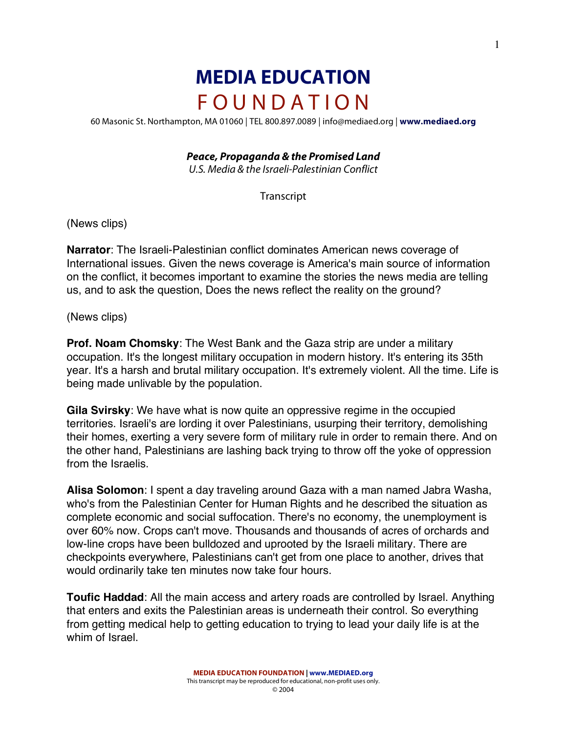# MEDIA EDUCATION FOUNDATION

60 Masonic St. Northampton, MA 01060 | TEL 800.897.0089 | info@mediaed.org | **www.mediaed.org**

### *Peace, Propaganda & the Promised Land*

*U.S. Media & the Israeli-Palestinian Conflict*

Transcript

(News clips)

**Narrator**: The Israeli-Palestinian conflict dominates American news coverage of International issues. Given the news coverage is America's main source of information on the conflict, it becomes important to examine the stories the news media are telling us, and to ask the question, Does the news reflect the reality on the ground?

(News clips)

**Prof. Noam Chomsky**: The West Bank and the Gaza strip are under a military occupation. It's the longest military occupation in modern history. It's entering its 35th year. It's a harsh and brutal military occupation. It's extremely violent. All the time. Life is being made unlivable by the population.

**Gila Svirsky**: We have what is now quite an oppressive regime in the occupied territories. Israeli's are lording it over Palestinians, usurping their territory, demolishing their homes, exerting a very severe form of military rule in order to remain there. And on the other hand, Palestinians are lashing back trying to throw off the yoke of oppression from the Israelis.

**Alisa Solomon**: I spent a day traveling around Gaza with a man named Jabra Washa, who's from the Palestinian Center for Human Rights and he described the situation as complete economic and social suffocation. There's no economy, the unemployment is over 60% now. Crops can't move. Thousands and thousands of acres of orchards and low-line crops have been bulldozed and uprooted by the Israeli military. There are checkpoints everywhere, Palestinians can't get from one place to another, drives that would ordinarily take ten minutes now take four hours.

**Toufic Haddad**: All the main access and artery roads are controlled by Israel. Anything that enters and exits the Palestinian areas is underneath their control. So everything from getting medical help to getting education to trying to lead your daily life is at the whim of Israel.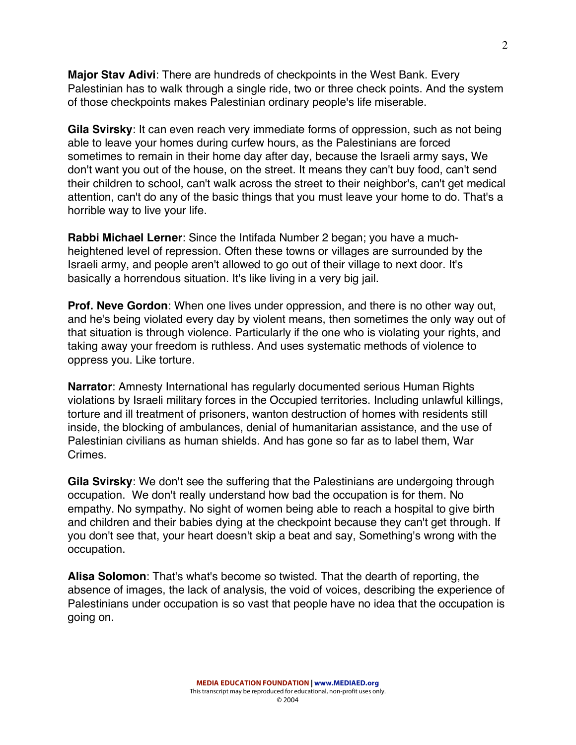**Major Stav Adivi**: There are hundreds of checkpoints in the West Bank. Every Palestinian has to walk through a single ride, two or three check points. And the system of those checkpoints makes Palestinian ordinary people's life miserable.

**Gila Svirsky**: It can even reach very immediate forms of oppression, such as not being able to leave your homes during curfew hours, as the Palestinians are forced sometimes to remain in their home day after day, because the Israeli army says, We don't want you out of the house, on the street. It means they can't buy food, can't send their children to school, can't walk across the street to their neighbor's, can't get medical attention, can't do any of the basic things that you must leave your home to do. That's a horrible way to live your life.

**Rabbi Michael Lerner**: Since the Intifada Number 2 began; you have a much-heightened level of repression. Often these towns or villages are surrounded by the Israeli army, and people aren't allowed to go out of their village to next door. It's basically a horrendous situation. It's like living in a very big jail.

**Prof. Neve Gordon**: When one lives under oppression, and there is no other way out, and he's being violated every day by violent means, then sometimes the only way out of that situation is through violence. Particularly if the one who is violating your rights, and taking away your freedom is ruthless. And uses systematic methods of violence to oppress you. Like torture.

**Narrator**: Amnesty International has regularly documented serious Human Rights violations by Israeli military forces in the Occupied territories. Including unlawful killings, torture and ill treatment of prisoners, wanton destruction of homes with residents still inside, the blocking of ambulances, denial of humanitarian assistance, and the use of Palestinian civilians as human shields. And has gone so far as to label them, War Crimes.

**Gila Svirsky**: We don't see the suffering that the Palestinians are undergoing through occupation. We don't really understand how bad the occupation is for them. No empathy. No sympathy. No sight of women being able to reach a hospital to give birth and children and their babies dying at the checkpoint because they can't get through. If you don't see that, your heart doesn't skip a beat and say, Something's wrong with the occupation.

**Alisa Solomon**: That's what's become so twisted. That the dearth of reporting, the absence of images, the lack of analysis, the void of voices, describing the experience of Palestinians under occupation is so vast that people have no idea that the occupation is going on.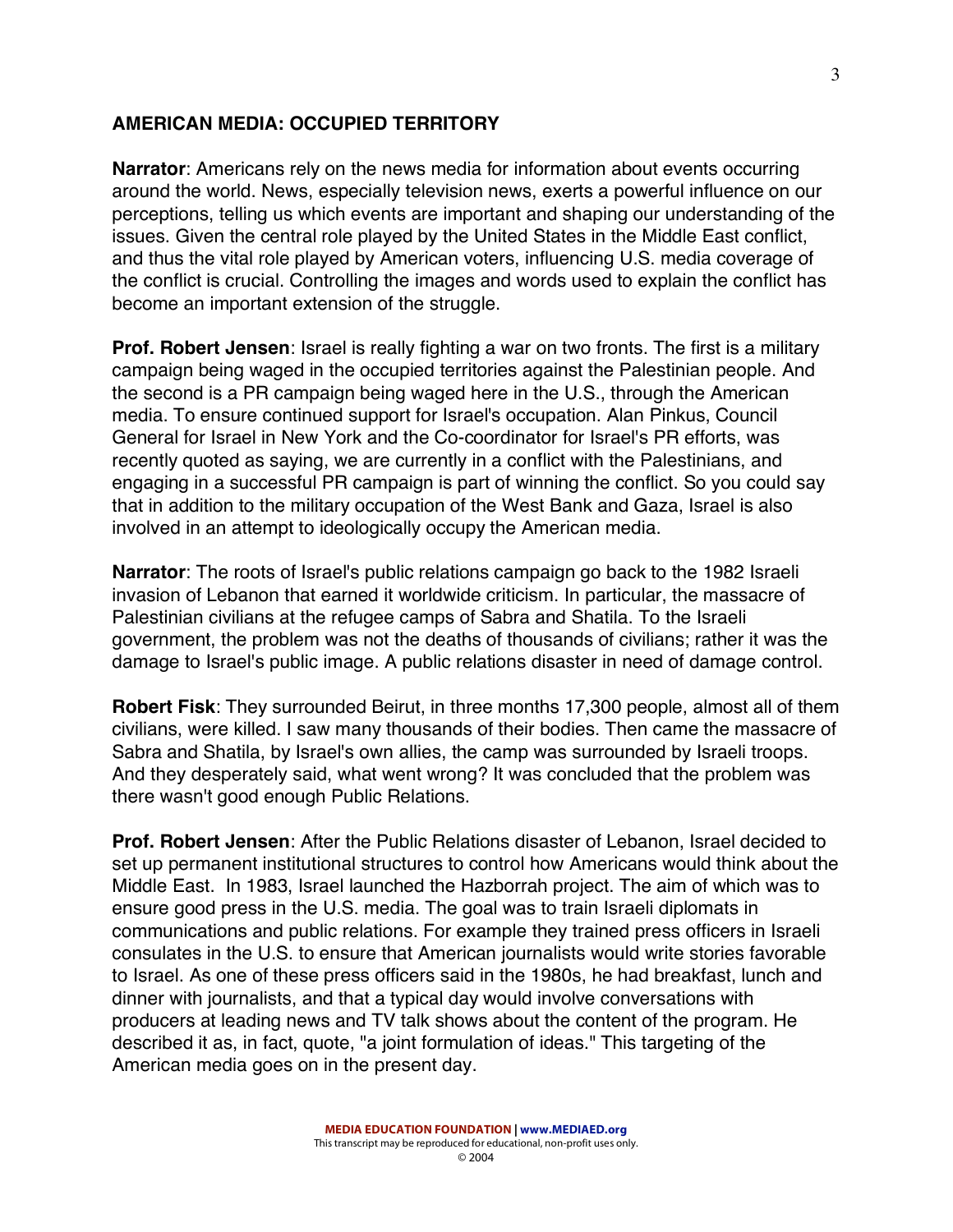## AMERICAN MEDIA: OCCUPIED TERRITORY

**Narrator**: Americans rely on the news media for information about events occurring around the world. News, especially television news, exerts a powerful influence on our perceptions, telling us which events are important and shaping our understanding of the issues. Given the central role played by the United States in the Middle East conflict, and thus the vital role played by American voters, influencing U.S. media coverage of the conflict is crucial. Controlling the images and words used to explain the conflict has become an important extension of the struggle.

**Prof. Robert Jensen**: Israel is really fighting a war on two fronts. The first is a military campaign being waged in the occupied territories against the Palestinian people. And the second is a PR campaign being waged here in the U.S., through the American media. To ensure continued support for Israel's occupation. Alan Pinkus, Council General for Israel in New York and the Co-coordinator for Israel's PR efforts, was recently quoted as saying, we are currently in a conflict with the Palestinians, and engaging in a successful PR campaign is part of winning the conflict. So you could say that in addition to the military occupation of the West Bank and Gaza, Israel is also involved in an attempt to ideologically occupy the American media.

**Narrator**: The roots of Israel's public relations campaign go back to the 1982 Israeli invasion of Lebanon that earned it worldwide criticism. In particular, the massacre of Palestinian civilians at the refugee camps of Sabra and Shatila. To the Israeli government, the problem was not the deaths of thousands of civilians; rather it was the damage to Israel's public image. A public relations disaster in need of damage control.

**Robert Fisk**: They surrounded Beirut, in three months 17,300 people, almost all of them civilians, were killed. I saw many thousands of their bodies. Then came the massacre of Sabra and Shatila, by Israel's own allies, the camp was surrounded by Israeli troops. And they desperately said, what went wrong? It was concluded that the problem was there wasn't good enough Public Relations.

**Prof. Robert Jensen**: After the Public Relations disaster of Lebanon, Israel decided to set up permanent institutional structures to control how Americans would think about the Middle East. In 1983, Israel launched the Hazborrah project. The aim of which was to ensure good press in the U.S. media. The goal was to train Israeli diplomats in communications and public relations. For example they trained press officers in Israeli consulates in the U.S. to ensure that American journalists would write stories favorable to Israel. As one of these press officers said in the 1980s, he had breakfast, lunch and dinner with journalists, and that a typical day would involve conversations with producers at leading news and TV talk shows about the content of the program. He described it as, in fact, quote, "a joint formulation of ideas." This targeting of the American media goes on in the present day.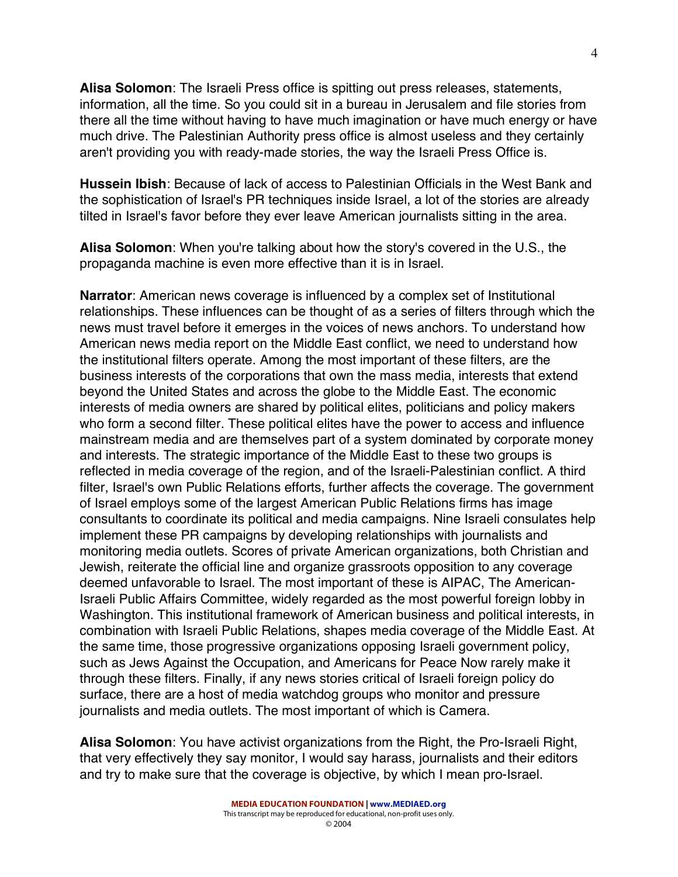**Alisa Solomon**: The Israeli Press office is spitting out press releases, statements, information, all the time. So you could sit in a bureau in Jerusalem and file stories from there all the time without having to have much imagination or have much energy or have much drive. The Palestinian Authority press office is almost useless and they certainly aren't providing you with ready-made stories, the way the Israeli Press Office is.

**Hussein Ibish**: Because of lack of access to Palestinian Officials in the West Bank and the sophistication of Israel's PR techniques inside Israel, a lot of the stories are already tilted in Israel's favor before they ever leave American journalists sitting in the area.

**Alisa Solomon**: When you're talking about how the story's covered in the U.S., the propaganda machine is even more effective than it is in Israel.

**Narrator**: American news coverage is influenced by a complex set of Institutional relationships. These influences can be thought of as a series of filters through which the news must travel before it emerges in the voices of news anchors. To understand how American news media report on the Middle East conflict, we need to understand how the institutional filters operate. Among the most important of these filters, are the business interests of the corporations that own the mass media, interests that extend beyond the United States and across the globe to the Middle East. The economic interests of media owners are shared by political elites, politicians and policy makers who form a second filter. These political elites have the power to access and influence mainstream media and are themselves part of a system dominated by corporate money and interests. The strategic importance of the Middle East to these two groups is reflected in media coverage of the region, and of the Israeli-Palestinian conflict. A third filter, Israel's own Public Relations efforts, further affects the coverage. The government of Israel employs some of the largest American Public Relations firms has image consultants to coordinate its political and media campaigns. Nine Israeli consulates help implement these PR campaigns by developing relationships with journalists and monitoring media outlets. Scores of private American organizations, both Christian and Jewish, reiterate the official line and organize grassroots opposition to any coverage deemed unfavorable to Israel. The most important of these is AIPAC, The American-Israeli Public Affairs Committee, widely regarded as the most powerful foreign lobby in Washington. This institutional framework of American business and political interests, in combination with Israeli Public Relations, shapes media coverage of the Middle East. At the same time, those progressive organizations opposing Israeli government policy, such as Jews Against the Occupation, and Americans for Peace Now rarely make it through these filters. Finally, if any news stories critical of Israeli foreign policy do surface, there are a host of media watchdog groups who monitor and pressure journalists and media outlets. The most important of which is Camera.

**Alisa Solomon**: You have activist organizations from the Right, the Pro-Israeli Right, that very effectively they say monitor, I would say harass, journalists and their editors and try to make sure that the coverage is objective, by which I mean pro-Israel.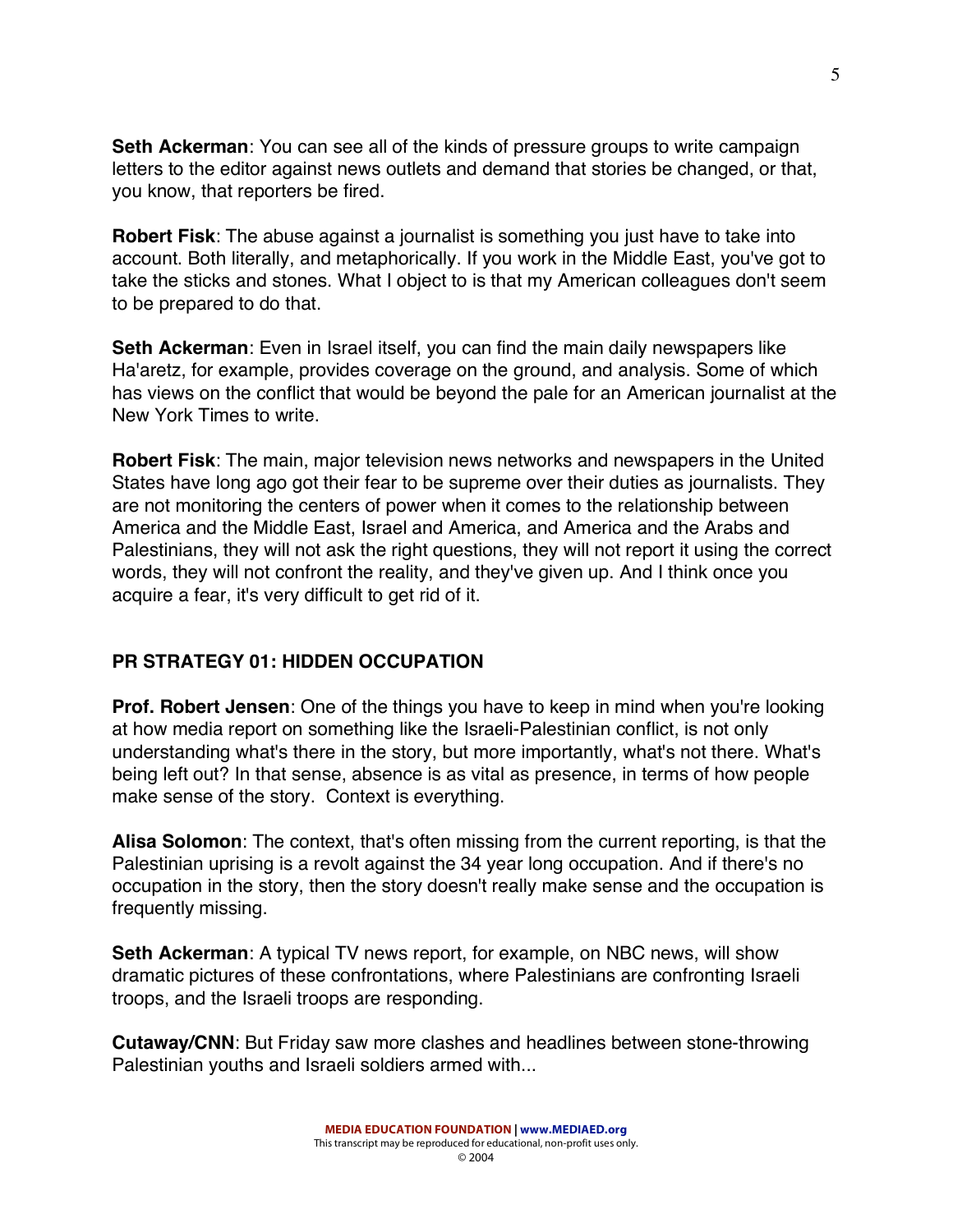**Seth Ackerman**: You can see all of the kinds of pressure groups to write campaign letters to the editor against news outlets and demand that stories be changed, or that, you know, that reporters be fired.

**Robert Fisk**: The abuse against a journalist is something you just have to take into account. Both literally, and metaphorically. If you work in the Middle East, you've got to take the sticks and stones. What I object to is that my American colleagues don't seem to be prepared to do that.

**Seth Ackerman**: Even in Israel itself, you can find the main daily newspapers like Ha'aretz, for example, provides coverage on the ground, and analysis. Some of which has views on the conflict that would be beyond the pale for an American journalist at the New York Times to write.

**Robert Fisk**: The main, major television news networks and newspapers in the United States have long ago got their fear to be supreme over their duties as journalists. They are not monitoring the centers of power when it comes to the relationship between America and the Middle East, Israel and America, and America and the Arabs and Palestinians, they will not ask the right questions, they will not report it using the correct words, they will not confront the reality, and they've given up. And I think once you acquire a fear, it's very difficult to get rid of it.

## PR STRATEGY 01: HIDDEN OCCUPATION

**Prof. Robert Jensen**: One of the things you have to keep in mind when you're looking at how media report on something like the Israeli-Palestinian conflict, is not only understanding what's there in the story, but more importantly, what's not there. What's being left out? In that sense, absence is as vital as presence, in terms of how people make sense of the story. Context is everything.

**Alisa Solomon**: The context, that's often missing from the current reporting, is that the Palestinian uprising is a revolt against the 34 year long occupation. And if there's no occupation in the story, then the story doesn't really make sense and the occupation is frequently missing.

**Seth Ackerman**: A typical TV news report, for example, on NBC news, will show dramatic pictures of these confrontations, where Palestinians are confronting Israeli troops, and the Israeli troops are responding.

**Cutaway/CNN**: But Friday saw more clashes and headlines between stone-throwing Palestinian youths and Israeli soldiers armed with...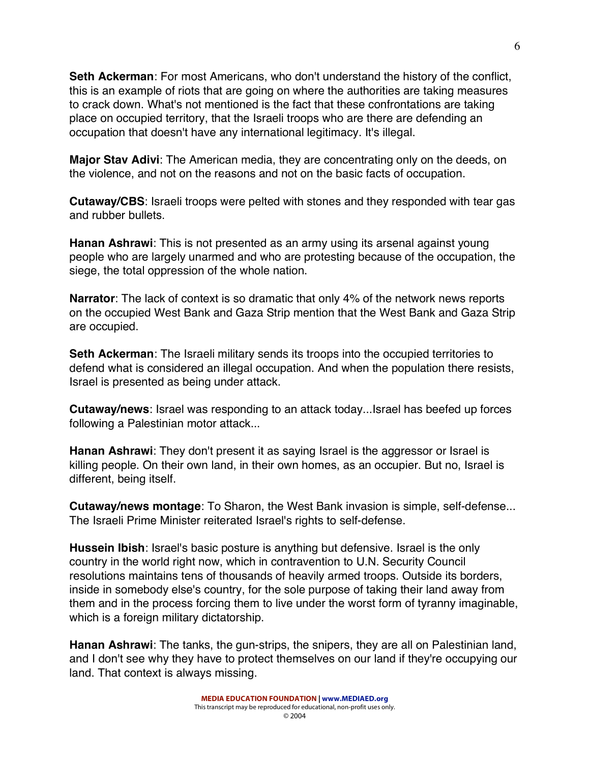**Seth Ackerman**: For most Americans, who don't understand the history of the conflict, this is an example of riots that are going on where the authorities are taking measures to crack down. What's not mentioned is the fact that these confrontations are taking place on occupied territory, that the Israeli troops who are there are defending an occupation that doesn't have any international legitimacy. It's illegal.

**Major Stav Adivi**: The American media, they are concentrating only on the deeds, on the violence, and not on the reasons and not on the basic facts of occupation.

**Cutaway/CBS**: Israeli troops were pelted with stones and they responded with tear gas and rubber bullets.

**Hanan Ashrawi**: This is not presented as an army using its arsenal against young people who are largely unarmed and who are protesting because of the occupation, the siege, the total oppression of the whole nation.

**Narrator**: The lack of context is so dramatic that only 4% of the network news reports on the occupied West Bank and Gaza Strip mention that the West Bank and Gaza Strip are occupied.

**Seth Ackerman**: The Israeli military sends its troops into the occupied territories to defend what is considered an illegal occupation. And when the population there resists, Israel is presented as being under attack.

**Cutaway/news**: Israel was responding to an attack today...Israel has beefed up forces following a Palestinian motor attack...

**Hanan Ashrawi**: They don't present it as saying Israel is the aggressor or Israel is killing people. On their own land, in their own homes, as an occupier. But no, Israel is different, being itself.

**Cutaway/news montage**: To Sharon, the West Bank invasion is simple, self-defense... The Israeli Prime Minister reiterated Israel's rights to self-defense.

**Hussein Ibish**: Israel's basic posture is anything but defensive. Israel is the only country in the world right now, which in contravention to U.N. Security Council resolutions maintains tens of thousands of heavily armed troops. Outside its borders, inside in somebody else's country, for the sole purpose of taking their land away from them and in the process forcing them to live under the worst form of tyranny imaginable, which is a foreign military dictatorship.

**Hanan Ashrawi**: The tanks, the gun-strips, the snipers, they are all on Palestinian land, and I don't see why they have to protect themselves on our land if they're occupying our land. That context is always missing.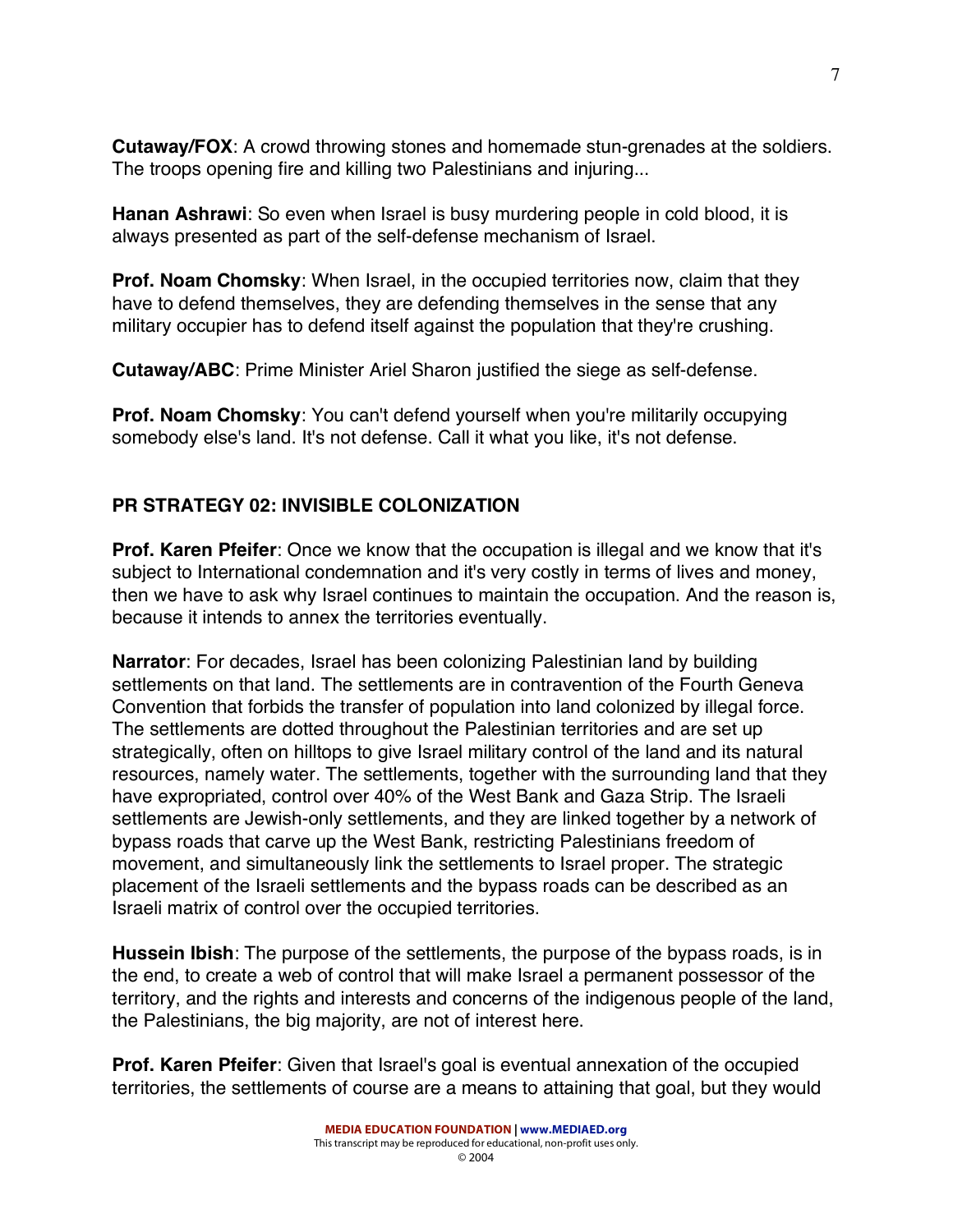**Cutaway/FOX**: A crowd throwing stones and homemade stun-grenades at the soldiers. The troops opening fire and killing two Palestinians and injuring...

**Hanan Ashrawi**: So even when Israel is busy murdering people in cold blood, it is always presented as part of the self-defense mechanism of Israel.

**Prof. Noam Chomsky**: When Israel, in the occupied territories now, claim that they have to defend themselves, they are defending themselves in the sense that any military occupier has to defend itself against the population that they're crushing.

**Cutaway/ABC**: Prime Minister Ariel Sharon justified the siege as self-defense.

**Prof. Noam Chomsky**: You can't defend yourself when you're militarily occupying somebody else's land. It's not defense. Call it what you like, it's not defense.

**PR STRATEGY 02: INVISIBLE COLONIZATION**

**Prof. Karen Pfeifer**: Once we know that the occupation is illegal and we know that it's subject to International condemnation and it's very costly in terms of lives and money, then we have to ask why Israel continues to maintain the occupation. And the reason is, because it intends to annex the territories eventually.

**Narrator**: For decades, Israel has been colonizing Palestinian land by building settlements on that land. The settlements are in contravention of the Fourth Geneva Convention that forbids the transfer of population into land colonized by illegal force. The settlements are dotted throughout the Palestinian territories and are set up strategically, often on hilltops to give Israel military control of the land and its natural resources, namely water. The settlements, together with the surrounding land that they have expropriated, control over 40% of the West Bank and Gaza Strip. The Israeli settlements are Jewish-only settlements, and they are linked together by a network of bypass roads that carve up the West Bank, restricting Palestinians freedom of movement, and simultaneously link the settlements to Israel proper. The strategic placement of the Israeli settlements and the bypass roads can be described as an Israeli matrix of control over the occupied territories.

**Hussein Ibish**: The purpose of the settlements, the purpose of the bypass roads, is in the end, to create a web of control that will make Israel a permanent possessor of the territory, and the rights and interests and concerns of the indigenous people of the land, the Palestinians, the big majority, are not of interest here.

**Prof. Karen Pfeifer**: Given that Israel's goal is eventual annexation of the occupied territories, the settlements of course are a means to attaining that goal, but they would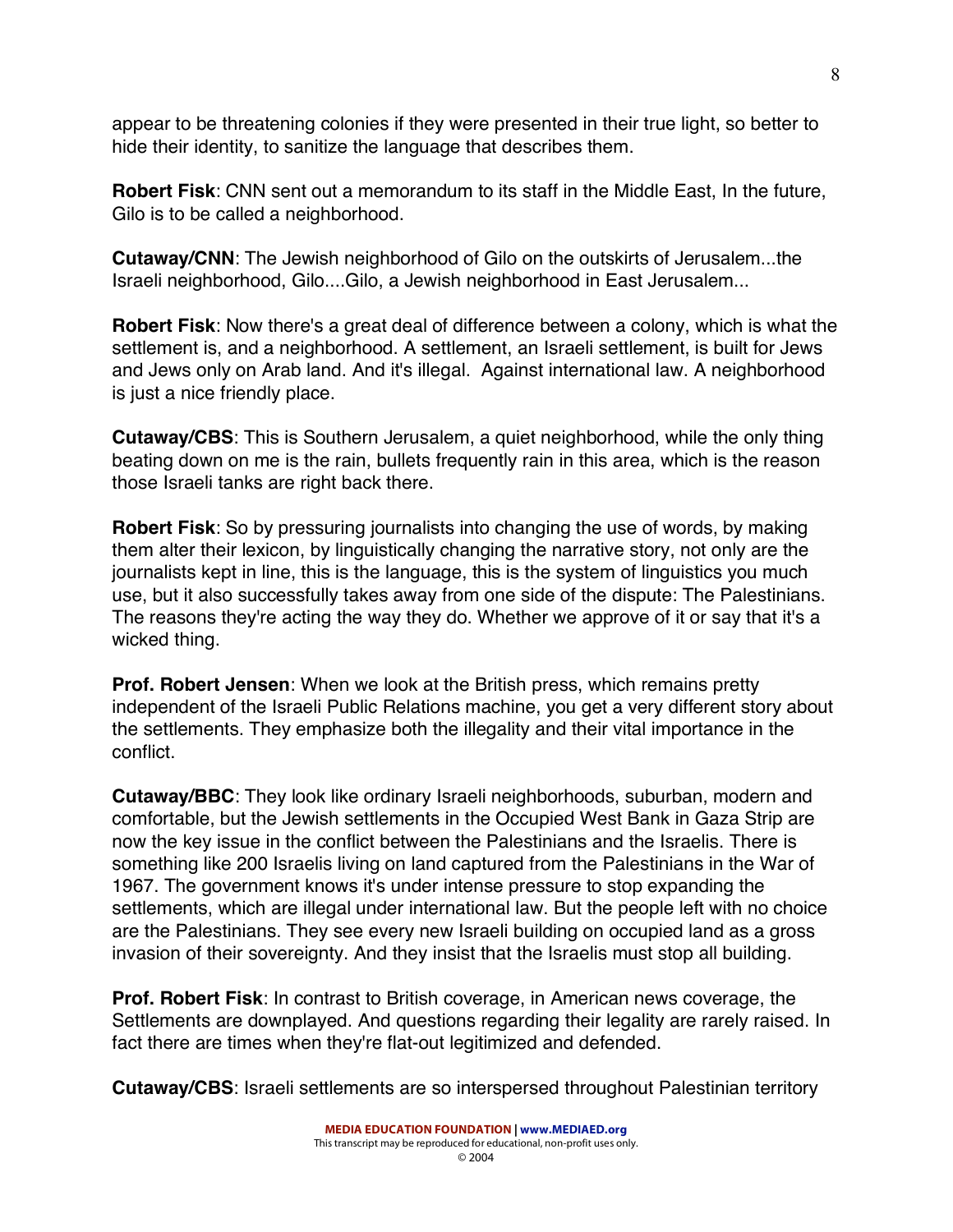appear to be threatening colonies if they were presented in their true light, so better to hide their identity, to sanitize the language that describes them.

**Robert Fisk**: CNN sent out a memorandum to its staff in the Middle East, In the future, Gilo is to be called a neighborhood.

**Cutaway/CNN**: The Jewish neighborhood of Gilo on the outskirts of Jerusalem...the Israeli neighborhood, Gilo....Gilo, a Jewish neighborhood in East Jerusalem...

**Robert Fisk**: Now there's a great deal of difference between a colony, which is what the settlement is, and a neighborhood. A settlement, an Israeli settlement, is built for Jews and Jews only on Arab land. And it's illegal. Against international law. A neighborhood is just a nice friendly place.

**Cutaway/CBS**: This is Southern Jerusalem, a quiet neighborhood, while the only thing beating down on me is the rain, bullets frequently rain in this area, which is the reason those Israeli tanks are right back there.

**Robert Fisk**: So by pressuring journalists into changing the use of words, by making them alter their lexicon, by linguistically changing the narrative story, not only are the journalists kept in line, this is the language, this is the system of linguistics you much use, but it also successfully takes away from one side of the dispute: The Palestinians. The reasons they're acting the way they do. Whether we approve of it or say that it's a wicked thing.

**Prof. Robert Jensen**: When we look at the British press, which remains pretty independent of the Israeli Public Relations machine, you get a very different story about the settlements. They emphasize both the illegality and their vital importance in the conflict.

**Cutaway/BBC**: They look like ordinary Israeli neighborhoods, suburban, modern and comfortable, but the Jewish settlements in the Occupied West Bank in Gaza Strip are now the key issue in the conflict between the Palestinians and the Israelis. There is something like 200 Israelis living on land captured from the Palestinians in the War of 1967. The government knows it's under intense pressure to stop expanding the settlements, which are illegal under international law. But the people left with no choice are the Palestinians. They see every new Israeli building on occupied land as a gross invasion of their sovereignty. And they insist that the Israelis must stop all building.

**Prof. Robert Fisk**: In contrast to British coverage, in American news coverage, the Settlements are downplayed. And questions regarding their legality are rarely raised. In fact there are times when they're flat-out legitimized and defended.

**Cutaway/CBS**: Israeli settlements are so interspersed throughout Palestinian territory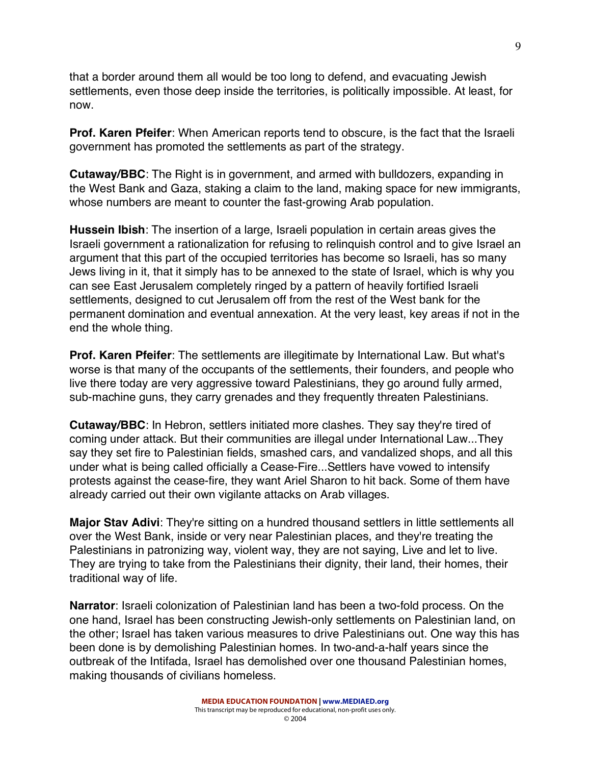that a border around them all would be too long to defend, and evacuating Jewish settlements, even those deep inside the territories, is politically impossible. At least, for now.

**Prof. Karen Pfeifer**: When American reports tend to obscure, is the fact that the Israeli government has promoted the settlements as part of the strategy.

**Cutaway/BBC**: The Right is in government, and armed with bulldozers, expanding in the West Bank and Gaza, staking a claim to the land, making space for new immigrants, whose numbers are meant to counter the fast-growing Arab population.

**Hussein Ibish**: The insertion of a large, Israeli population in certain areas gives the Israeli government a rationalization for refusing to relinquish control and to give Israel an argument that this part of the occupied territories has become so Israeli, has so many Jews living in it, that it simply has to be annexed to the state of Israel, which is why you can see East Jerusalem completely ringed by a pattern of heavily fortified Israeli settlements, designed to cut Jerusalem off from the rest of the West bank for the permanent domination and eventual annexation. At the very least, key areas if not in the end the whole thing.

**Prof. Karen Pfeifer**: The settlements are illegitimate by International Law. But what's worse is that many of the occupants of the settlements, their founders, and people who live there today are very aggressive toward Palestinians, they go around fully armed, sub-machine guns, they carry grenades and they frequently threaten Palestinians.

**Cutaway/BBC**: In Hebron, settlers initiated more clashes. They say they're tired of coming under attack. But their communities are illegal under International Law...They say they set fire to Palestinian fields, smashed cars, and vandalized shops, and all this under what is being called officially a Cease-Fire...Settlers have vowed to intensify protests against the cease-fire, they want Ariel Sharon to hit back. Some of them have already carried out their own vigilante attacks on Arab villages.

**Major Stav Adivi**: They're sitting on a hundred thousand settlers in little settlements all over the West Bank, inside or very near Palestinian places, and they're treating the Palestinians in patronizing way, violent way, they are not saying, Live and let to live. They are trying to take from the Palestinians their dignity, their land, their homes, their traditional way of life.

**Narrator**: Israeli colonization of Palestinian land has been a two-fold process. On the one hand, Israel has been constructing Jewish-only settlements on Palestinian land, on the other; Israel has taken various measures to drive Palestinians out. One way this has been done is by demolishing Palestinian homes. In two-and-a-half years since the outbreak of the Intifada, Israel has demolished over one thousand Palestinian homes, making thousands of civilians homeless.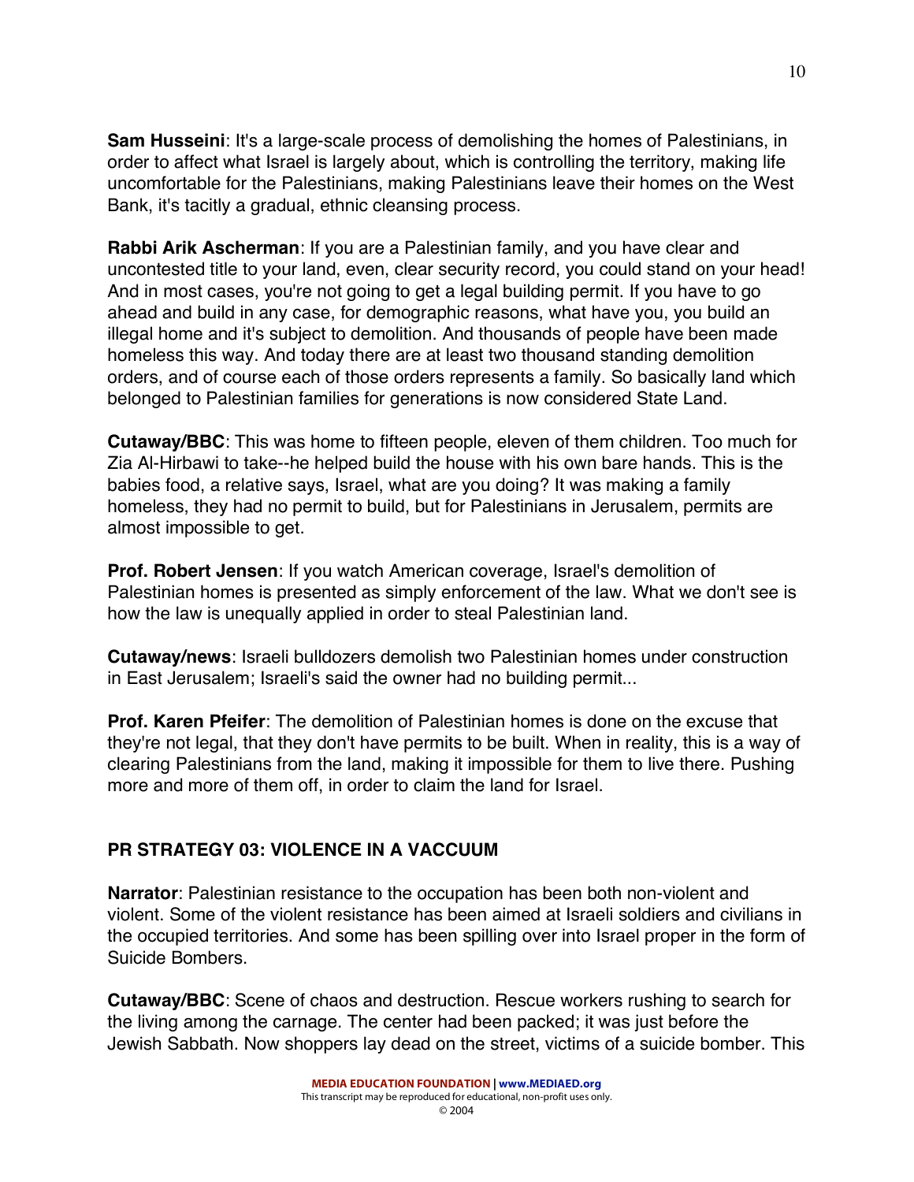**Sam Husseini**: It's a large-scale process of demolishing the homes of Palestinians, in order to affect what Israel is largely about, which is controlling the territory, making life uncomfortable for the Palestinians, making Palestinians leave their homes on the West Bank, it's tacitly a gradual, ethnic cleansing process.

**Rabbi Arik Ascherman**: If you are a Palestinian family, and you have clear and uncontested title to your land, even, clear security record, you could stand on your head! And in most cases, you're not going to get a legal building permit. If you have to go ahead and build in any case, for demographic reasons, what have you, you build an illegal home and it's subject to demolition. And thousands of people have been made homeless this way. And today there are at least two thousand standing demolition orders, and of course each of those orders represents a family. So basically land which belonged to Palestinian families for generations is now considered State Land.

**Cutaway/BBC**: This was home to fifteen people, eleven of them children. Too much for Zia Al-Hirbawi to take--he helped build the house with his own bare hands. This is the babies food, a relative says, Israel, what are you doing? It was making a family homeless, they had no permit to build, but for Palestinians in Jerusalem, permits are almost impossible to get.

**Prof. Robert Jensen**: If you watch American coverage, Israel's demolition of Palestinian homes is presented as simply enforcement of the law. What we don't see is how the law is unequally applied in order to steal Palestinian land.

**Cutaway/news**: Israeli bulldozers demolish two Palestinian homes under construction in East Jerusalem; Israeli's said the owner had no building permit...

**Prof. Karen Pfeifer**: The demolition of Palestinian homes is done on the excuse that they're not legal, that they don't have permits to be built. When in reality, this is a way of clearing Palestinians from the land, making it impossible for them to live there. Pushing more and more of them off, in order to claim the land for Israel.

## PR STRATEGY 03: VIOLENCE IN A VACCUUM

**Narrator**: Palestinian resistance to the occupation has been both non-violent and violent. Some of the violent resistance has been aimed at Israeli soldiers and civilians in the occupied territories. And some has been spilling over into Israel proper in the form of Suicide Bombers.

**Cutaway/BBC**: Scene of chaos and destruction. Rescue workers rushing to search for the living among the carnage. The center had been packed; it was just before the Jewish Sabbath. Now shoppers lay dead on the street, victims of a suicide bomber. This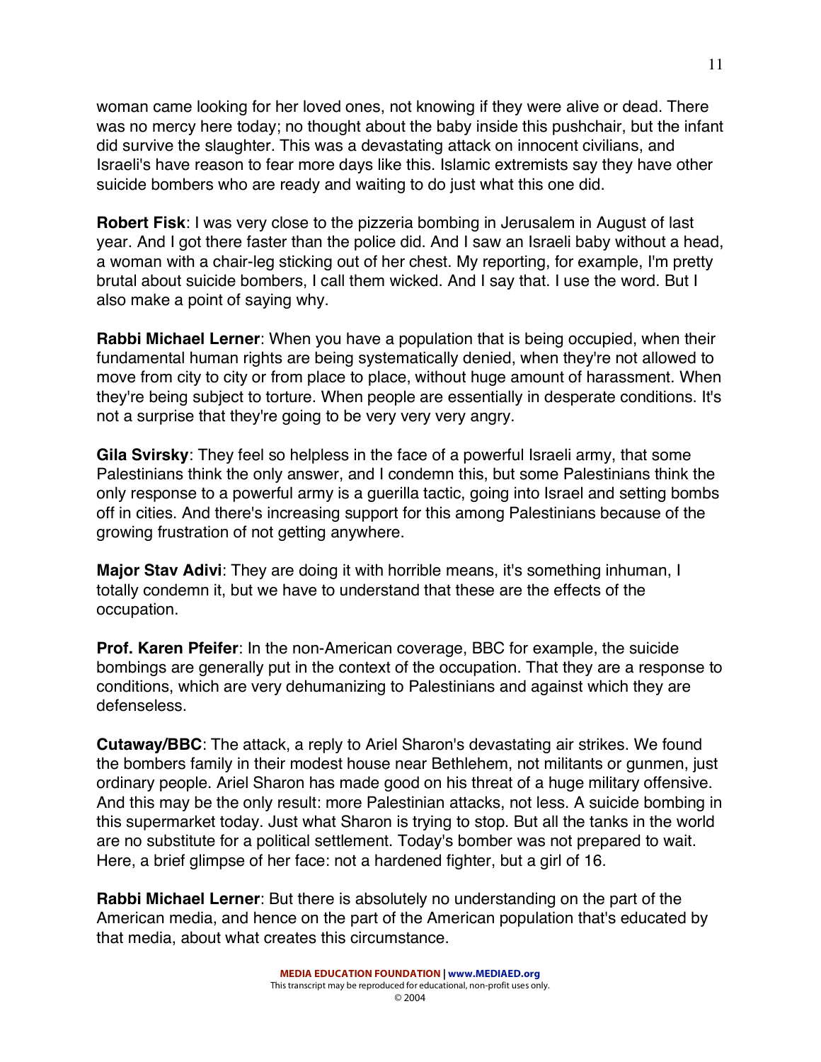woman came looking for her loved ones, not knowing if they were alive or dead. There was no mercy here today; no thought about the baby inside this pushchair, but the infant did survive the slaughter. This was a devastating attack on innocent civilians, and Israeli's have reason to fear more days like this. Islamic extremists say they have other suicide bombers who are ready and waiting to do just what this one did.

**Robert Fisk**: I was very close to the pizzeria bombing in Jerusalem in August of last year. And I got there faster than the police did. And I saw an Israeli baby without a head, a woman with a chair-leg sticking out of her chest. My reporting, for example, I'm pretty brutal about suicide bombers, I call them wicked. And I say that. I use the word. But I also make a point of saying why.

**Rabbi Michael Lerner**: When you have a population that is being occupied, when their fundamental human rights are being systematically denied, when they're not allowed to move from city to city or from place to place, without huge amount of harassment. When they're being subject to torture. When people are essentially in desperate conditions. It's not a surprise that they're going to be very very very angry.

**Gila Svirsky**: They feel so helpless in the face of a powerful Israeli army, that some Palestinians think the only answer, and I condemn this, but some Palestinians think the only response to a powerful army is a guerilla tactic, going into Israel and setting bombs off in cities. And there's increasing support for this among Palestinians because of the growing frustration of not getting anywhere.

**Major Stav Adivi**: They are doing it with horrible means, it's something inhuman, I totally condemn it, but we have to understand that these are the effects of the occupation.

**Prof. Karen Pfeifer**: In the non-American coverage, BBC for example, the suicide bombings are generally put in the context of the occupation. That they are a response to conditions, which are very dehumanizing to Palestinians and against which they are defenseless.

**Cutaway/BBC**: The attack, a reply to Ariel Sharon's devastating air strikes. We found the bombers family in their modest house near Bethlehem, not militants or gunmen, just ordinary people. Ariel Sharon has made good on his threat of a huge military offensive. And this may be the only result: more Palestinian attacks, not less. A suicide bombing in this supermarket today. Just what Sharon is trying to stop. But all the tanks in the world are no substitute for a political settlement. Today's bomber was not prepared to wait. Here, a brief glimpse of her face: not a hardened fighter, but a girl of 16.

**Rabbi Michael Lerner**: But there is absolutely no understanding on the part of the American media, and hence on the part of the American population that's educated by that media, about what creates this circumstance.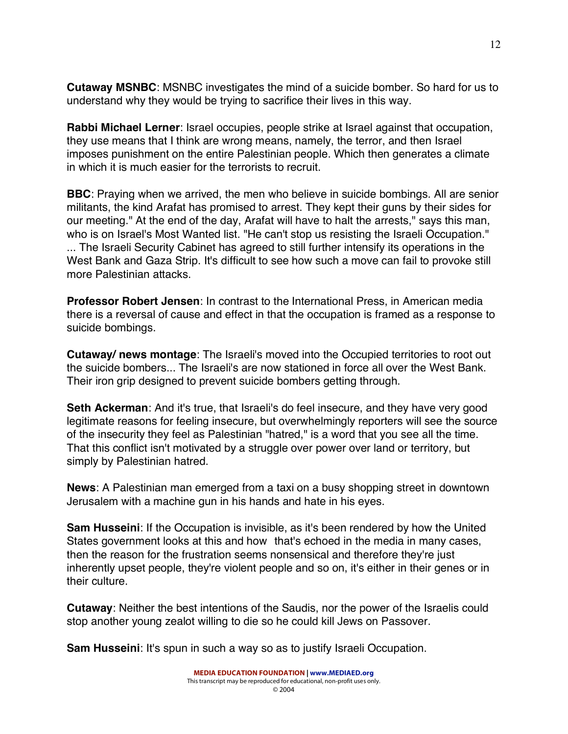**Cutaway MSNBC**: MSNBC investigates the mind of a suicide bomber. So hard for us to understand why they would be trying to sacrifice their lives in this way.

**Rabbi Michael Lerner**: Israel occupies, people strike at Israel against that occupation, they use means that I think are wrong means, namely, the terror, and then Israel imposes punishment on the entire Palestinian people. Which then generates a climate in which it is much easier for the terrorists to recruit.

**BBC**: Praying when we arrived, the men who believe in suicide bombings. All are senior militants, the kind Arafat has promised to arrest. They kept their guns by their sides for our meeting." At the end of the day, Arafat will have to halt the arrests," says this man, who is on Israel's Most Wanted list. "He can't stop us resisting the Israeli Occupation." ... The Israeli Security Cabinet has agreed to still further intensify its operations in the West Bank and Gaza Strip. It's difficult to see how such a move can fail to provoke still more Palestinian attacks.

**Professor Robert Jensen**: In contrast to the International Press, in American media there is a reversal of cause and effect in that the occupation is framed as a response to suicide bombings.

**Cutaway/ news montage**: The Israeli's moved into the Occupied territories to root out the suicide bombers... The Israeli's are now stationed in force all over the West Bank. Their iron grip designed to prevent suicide bombers getting through.

**Seth Ackerman**: And it's true, that Israeli's do feel insecure, and they have very good legitimate reasons for feeling insecure, but overwhelmingly reporters will see the source of the insecurity they feel as Palestinian "hatred," is a word that you see all the time. That this conflict isn't motivated by a struggle over power over land or territory, but simply by Palestinian hatred.

**News**: A Palestinian man emerged from a taxi on a busy shopping street in downtown Jerusalem with a machine gun in his hands and hate in his eyes.

**Sam Husseini**: If the Occupation is invisible, as it's been rendered by how the United States government looks at this and how that's echoed in the media in many cases, then the reason for the frustration seems nonsensical and therefore they're just inherently upset people, they're violent people and so on, it's either in their genes or in their culture.

**Cutaway**: Neither the best intentions of the Saudis, nor the power of the Israelis could stop another young zealot willing to die so he could kill Jews on Passover.

**Sam Husseini**: It's spun in such a way so as to justify Israeli Occupation.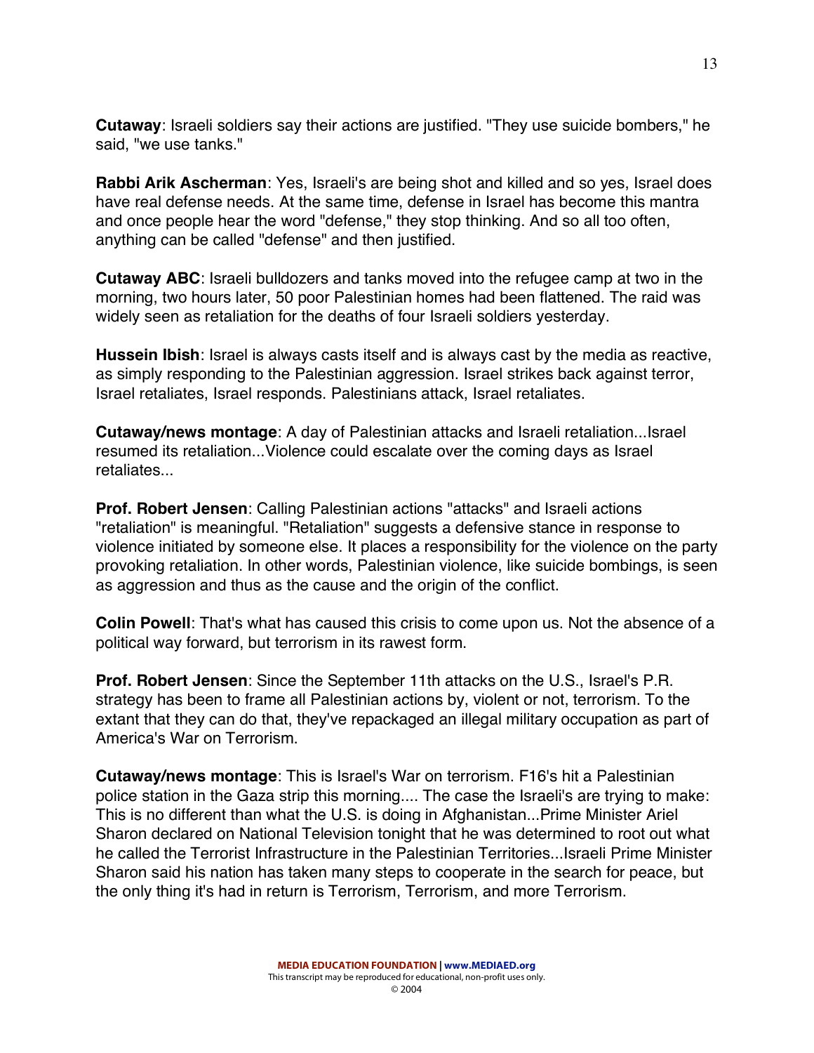**Cutaway**: Israeli soldiers say their actions are justified. "They use suicide bombers," he said, "we use tanks."

**Rabbi Arik Ascherman**: Yes, Israeli's are being shot and killed and so yes, Israel does have real defense needs. At the same time, defense in Israel has become this mantra and once people hear the word "defense," they stop thinking. And so all too often, anything can be called "defense" and then justified.

**Cutaway ABC**: Israeli bulldozers and tanks moved into the refugee camp at two in the morning, two hours later, 50 poor Palestinian homes had been flattened. The raid was widely seen as retaliation for the deaths of four Israeli soldiers yesterday.

**Hussein Ibish**: Israel is always casts itself and is always cast by the media as reactive, as simply responding to the Palestinian aggression. Israel strikes back against terror, Israel retaliates, Israel responds. Palestinians attack, Israel retaliates.

**Cutaway/news montage**: A day of Palestinian attacks and Israeli retaliation...Israel resumed its retaliation...Violence could escalate over the coming days as Israel retaliates...

**Prof. Robert Jensen**: Calling Palestinian actions "attacks" and Israeli actions "retaliation" is meaningful. "Retaliation" suggests a defensive stance in response to violence initiated by someone else. It places a responsibility for the violence on the party provoking retaliation. In other words, Palestinian violence, like suicide bombings, is seen as aggression and thus as the cause and the origin of the conflict.

**Colin Powell**: That's what has caused this crisis to come upon us. Not the absence of a political way forward, but terrorism in its rawest form.

**Prof. Robert Jensen**: Since the September 11th attacks on the U.S., Israel's P.R. strategy has been to frame all Palestinian actions by, violent or not, terrorism. To the extant that they can do that, they've repackaged an illegal military occupation as part of America's War on Terrorism.

**Cutaway/news montage**: This is Israel's War on terrorism. F16's hit a Palestinian police station in the Gaza strip this morning.... The case the Israeli's are trying to make: This is no different than what the U.S. is doing in Afghanistan...Prime Minister Ariel Sharon declared on National Television tonight that he was determined to root out what he called the Terrorist Infrastructure in the Palestinian Territories...Israeli Prime Minister Sharon said his nation has taken many steps to cooperate in the search for peace, but the only thing it's had in return is Terrorism, Terrorism, and more Terrorism.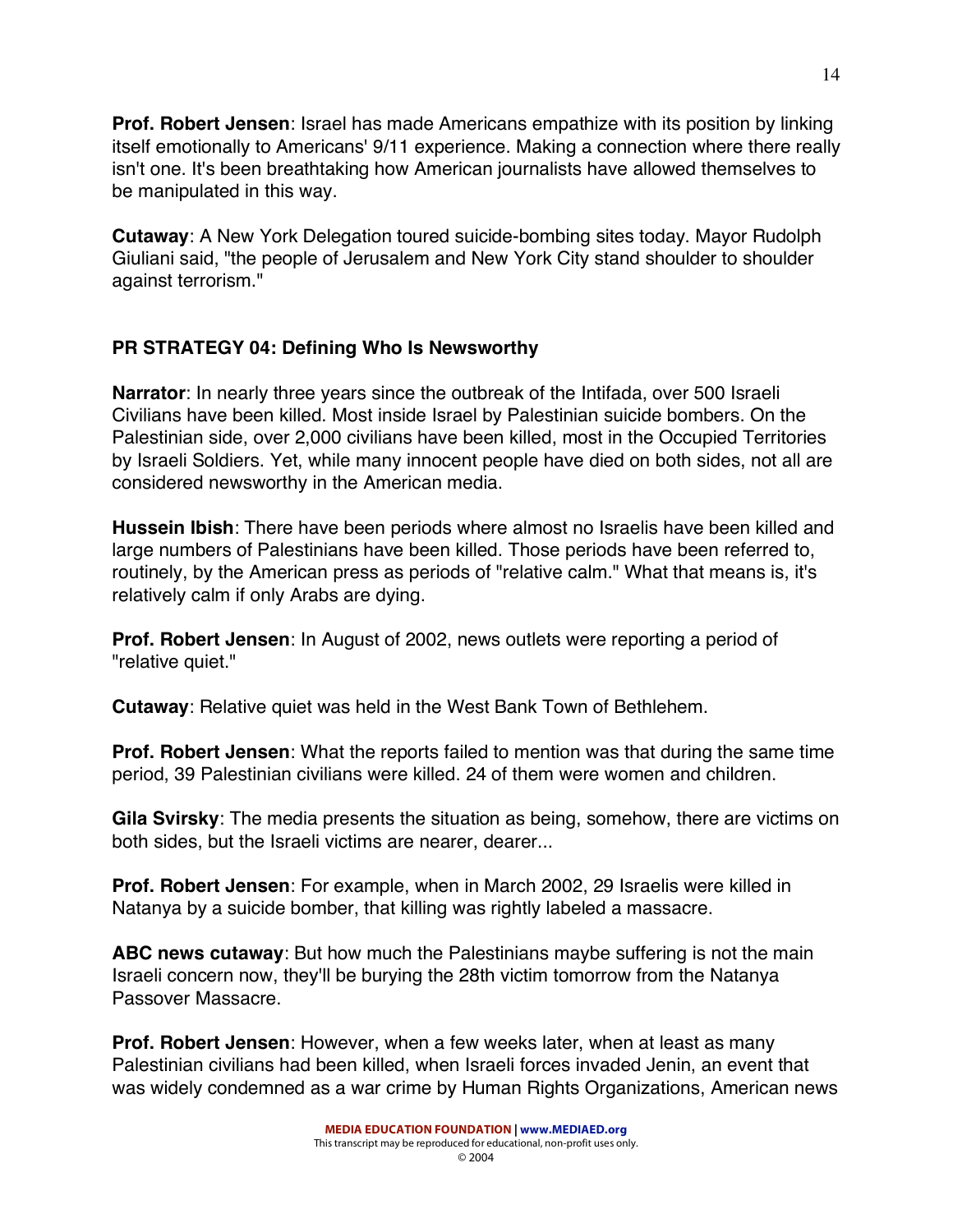**Prof. Robert Jensen**: Israel has made Americans empathize with its position by linking itself emotionally to Americans' 9/11 experience. Making a connection where there really isn't one. It's been breathtaking how American journalists have allowed themselves to be manipulated in this way.

**Cutaway**: A New York Delegation toured suicide-bombing sites today. Mayor Rudolph Giuliani said, "the people of Jerusalem and New York City stand shoulder to shoulder against terrorism."

**PR STRATEGY 04: Defining Who Is Newsworthy**

**Narrator**: In nearly three years since the outbreak of the Intifada, over 500 Israeli Civilians have been killed. Most inside Israel by Palestinian suicide bombers. On the Palestinian side, over 2,000 civilians have been killed, most in the Occupied Territories by Israeli Soldiers. Yet, while many innocent people have died on both sides, not all are considered newsworthy in the American media.

**Hussein Ibish**: There have been periods where almost no Israelis have been killed and large numbers of Palestinians have been killed. Those periods have been referred to, routinely, by the American press as periods of "relative calm." What that means is, it's relatively calm if only Arabs are dying.

**Prof. Robert Jensen**: In August of 2002, news outlets were reporting a period of "relative quiet."

**Cutaway**: Relative quiet was held in the West Bank Town of Bethlehem.

**Prof. Robert Jensen**: What the reports failed to mention was that during the same time period, 39 Palestinian civilians were killed. 24 of them were women and children.

**Gila Svirsky**: The media presents the situation as being, somehow, there are victims on both sides, but the Israeli victims are nearer, dearer...

**Prof. Robert Jensen**: For example, when in March 2002, 29 Israelis were killed in Natanya by a suicide bomber, that killing was rightly labeled a massacre.

**ABC news cutaway**: But how much the Palestinians maybe suffering is not the main Israeli concern now, they'll be burying the 28th victim tomorrow from the Natanya Passover Massacre.

**Prof. Robert Jensen**: However, when a few weeks later, when at least as many Palestinian civilians had been killed, when Israeli forces invaded Jenin, an event that was widely condemned as a war crime by Human Rights Organizations, American news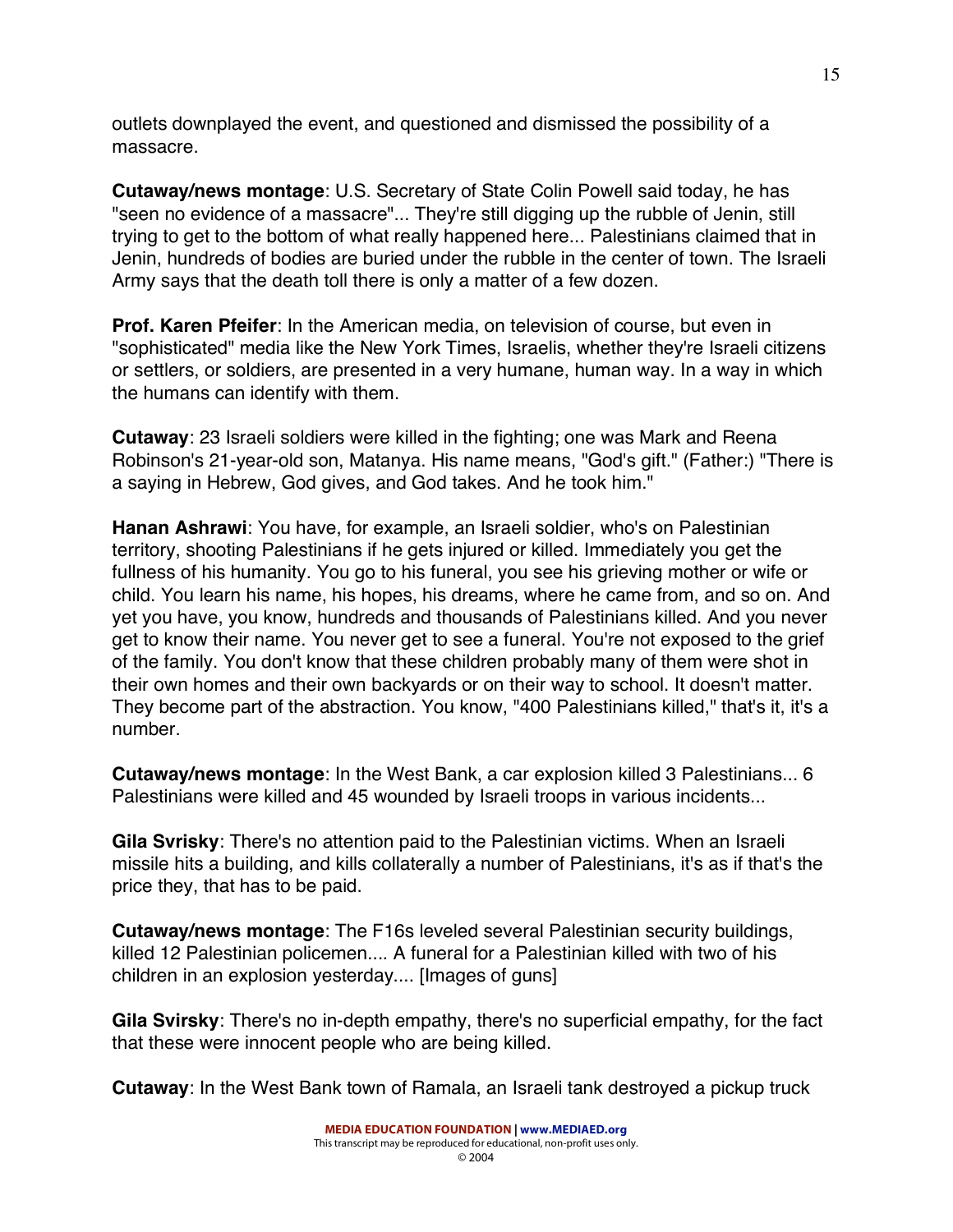outlets downplayed the event, and questioned and dismissed the possibility of a massacre.

**Cutaway/news montage**: U.S. Secretary of State Colin Powell said today, he has "seen no evidence of a massacre"... They're still digging up the rubble of Jenin, still trying to get to the bottom of what really happened here... Palestinians claimed that in Jenin, hundreds of bodies are buried under the rubble in the center of town. The Israeli Army says that the death toll there is only a matter of a few dozen.

**Prof. Karen Pfeifer**: In the American media, on television of course, but even in "sophisticated" media like the New York Times, Israelis, whether they're Israeli citizens or settlers, or soldiers, are presented in a very humane, human way. In a way in which the humans can identify with them.

**Cutaway**: 23 Israeli soldiers were killed in the fighting; one was Mark and Reena Robinson's 21-year-old son, Matanya. His name means, "God's gift." (Father:) "There is a saying in Hebrew, God gives, and God takes. And he took him."

**Hanan Ashrawi**: You have, for example, an Israeli soldier, who's on Palestinian territory, shooting Palestinians if he gets injured or killed. Immediately you get the fullness of his humanity. You go to his funeral, you see his grieving mother or wife or child. You learn his name, his hopes, his dreams, where he came from, and so on. And yet you have, you know, hundreds and thousands of Palestinians killed. And you never get to know their name. You never get to see a funeral. You're not exposed to the grief of the family. You don't know that these children probably many of them were shot in their own homes and their own backyards or on their way to school. It doesn't matter. They become part of the abstraction. You know, "400 Palestinians killed," that's it, it's a number.

**Cutaway/news montage**: In the West Bank, a car explosion killed 3 Palestinians... 6 Palestinians were killed and 45 wounded by Israeli troops in various incidents...

**Gila Svirsky**: There's no attention paid to the Palestinian victims. When an Israeli missile hits a building, and kills collaterally a number of Palestinians, it's as if that's the price they, that has to be paid.

**Cutaway/news montage**: The F16s leveled several Palestinian security buildings, killed 12 Palestinian policemen.... A funeral for a Palestinian killed with two of his children in an explosion yesterday.... [Images of guns]

**Gila Svirsky**: There's no in-depth empathy, there's no superficial empathy, for the fact that these were innocent people who are being killed.

**Cutaway**: In the West Bank town of Ramala, an Israeli tank destroyed a pickup truck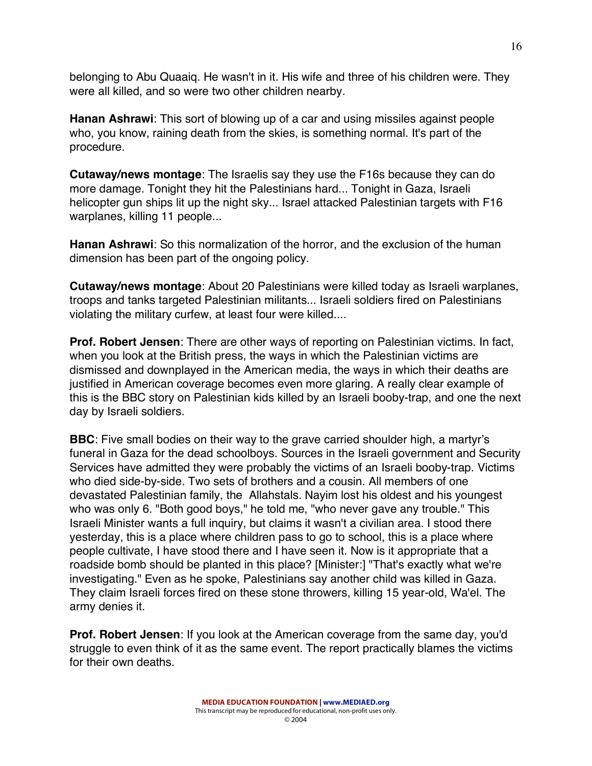belonging to Abu Quaaiq. He wasn't in it. His wife and three of his children were. They were all killed, and so were two other children nearby.

**Hanan Ashrawi**: This sort of blowing up of a car and using missiles against people who, you know, raining death from the skies, is something normal. It's part of the procedure.

**Cutaway/news montage**: The Israelis say they use the F16s because they can do more damage. Tonight they hit the Palestinians hard... Tonight in Gaza, Israeli helicopter gun ships lit up the night sky... Israel attacked Palestinian targets with F16 warplanes, killing 11 people...

**Hanan Ashrawi**: So this normalization of the horror, and the exclusion of the human dimension has been part of the ongoing policy.

**Cutaway/news montage**: About 20 Palestinians were killed today as Israeli warplanes, troops and tanks targeted Palestinian militants... Israeli soldiers fired on Palestinians violating the military curfew, at least four were killed....

**Prof. Robert Jensen**: There are other ways of reporting on Palestinian victims. In fact, when you look at the British press, the ways in which the Palestinian victims are dismissed and downplayed in the American media, the ways in which their deaths are justified in American coverage becomes even more glaring. A really clear example of this is the BBC story on Palestinian kids killed by an Israeli booby-trap, and one the next day by Israeli soldiers.

**BBC**: Five small bodies on their way to the grave carried shoulder high, a martyr's funeral in Gaza for the dead schoolboys. Sources in the Israeli government and Security Services have admitted they were probably the victims of an Israeli booby-trap. Victims who died side-by-side. Two sets of brothers and a cousin. All members of one devastated Palestinian family, the Allahstals. Nayim lost his oldest and his youngest who was only 6. "Both good boys," he told me, "who never gave any trouble." This Israeli Minister wants a full inquiry, but claims it wasn't a civilian area. I stood there yesterday, this is a place where children pass to go to school, this is a place where people cultivate, I have stood there and I have seen it. Now is it appropriate that a roadside bomb should be planted in this place? [Minister:] "That's exactly what we're investigating." Even as he spoke, Palestinians say another child was killed in Gaza. They claim Israeli forces fired on these stone throwers, killing 15 year-old, Wa'el. The army denies it.

**Prof. Robert Jensen**: If you look at the American coverage from the same day, you'd struggle to even think of it as the same event. The report practically blames the victims for their own deaths.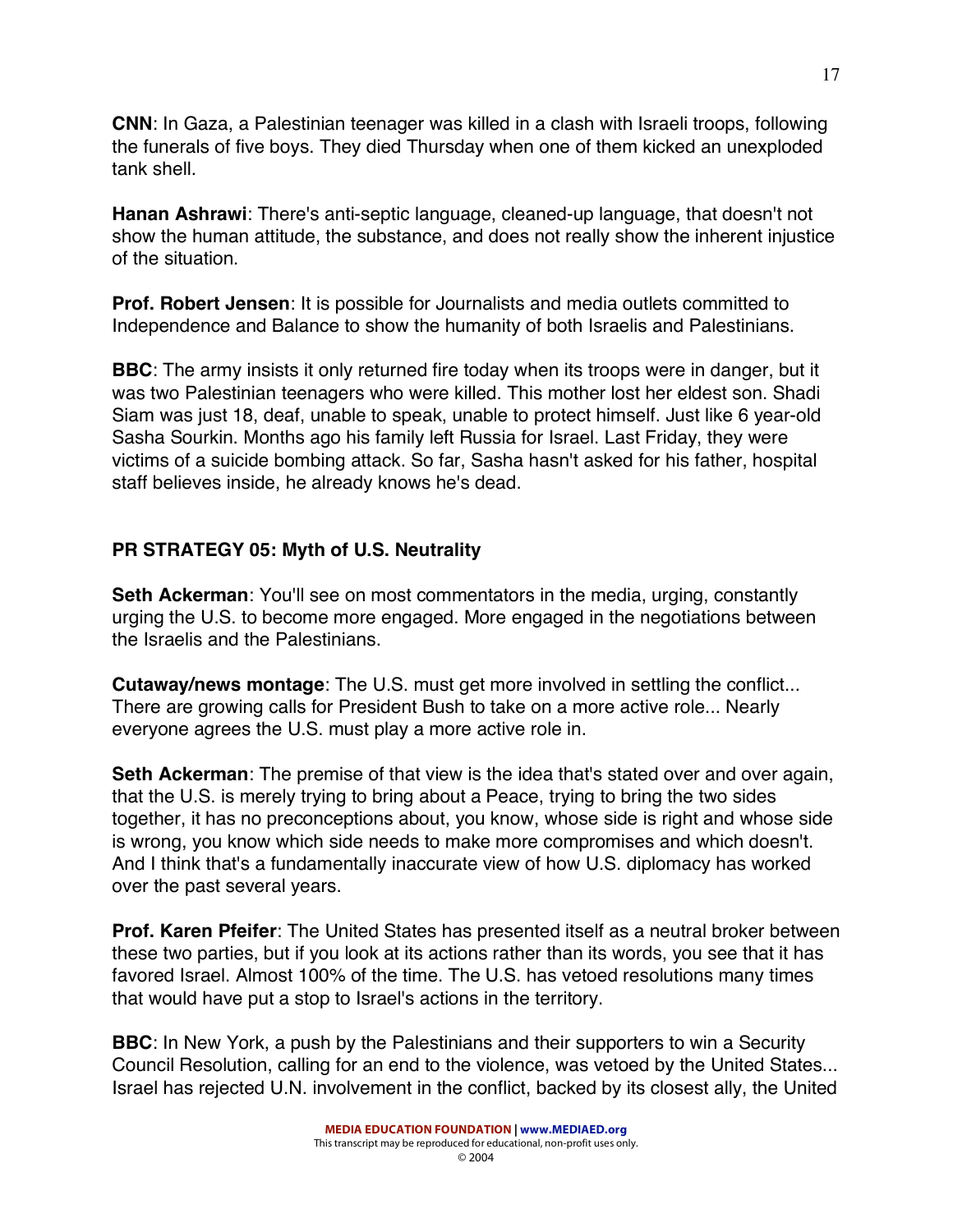**CNN**: In Gaza, a Palestinian teenager was killed in a clash with Israeli troops, following the funerals of five boys. They died Thursday when one of them kicked an unexploded tank shell.

**Hanan Ashrawi**: There's anti-septic language, cleaned-up language, that doesn't not show the human attitude, the substance, and does not really show the inherent injustice of the situation.

**Prof. Robert Jensen**: It is possible for Journalists and media outlets committed to Independence and Balance to show the humanity of both Israelis and Palestinians.

**BBC**: The army insists it only returned fire today when its troops were in danger, but it was two Palestinian teenagers who were killed. This mother lost her eldest son. Shadi Siam was just 18, deaf, unable to speak, unable to protect himself. Just like 6 year-old Sasha Sourkin. Months ago his family left Russia for Israel. Last Friday, they were victims of a suicide bombing attack. So far, Sasha hasn't asked for his father, hospital staff believes inside, he already knows he's dead.

**PR STRATEGY 05: Myth of U.S. Neutrality**

**Seth Ackerman**: You'll see on most commentators in the media, urging, constantly urging the U.S. to become more engaged. More engaged in the negotiations between the Israelis and the Palestinians.

**Cutaway/news montage**: The U.S. must get more involved in settling the conflict... There are growing calls for President Bush to take on a more active role... Nearly everyone agrees the U.S. must play a more active role in.

**Seth Ackerman**: The premise of that view is the idea that's stated over and over again, that the U.S. is merely trying to bring about a Peace, trying to bring the two sides together, it has no preconceptions about, you know, whose side is right and whose side is wrong, you know which side needs to make more compromises and which doesn't. And I think that's a fundamentally inaccurate view of how U.S. diplomacy has worked over the past several years.

**Prof. Karen Pfeifer**: The United States has presented itself as a neutral broker between these two parties, but if you look at its actions rather than its words, you see that it has favored Israel. Almost 100% of the time. The U.S. has vetoed resolutions many times that would have put a stop to Israel's actions in the territory.

**BBC**: In New York, a push by the Palestinians and their supporters to win a Security Council Resolution, calling for an end to the violence, was vetoed by the United States... Israel has rejected U.N. involvement in the conflict, backed by its closest ally, the United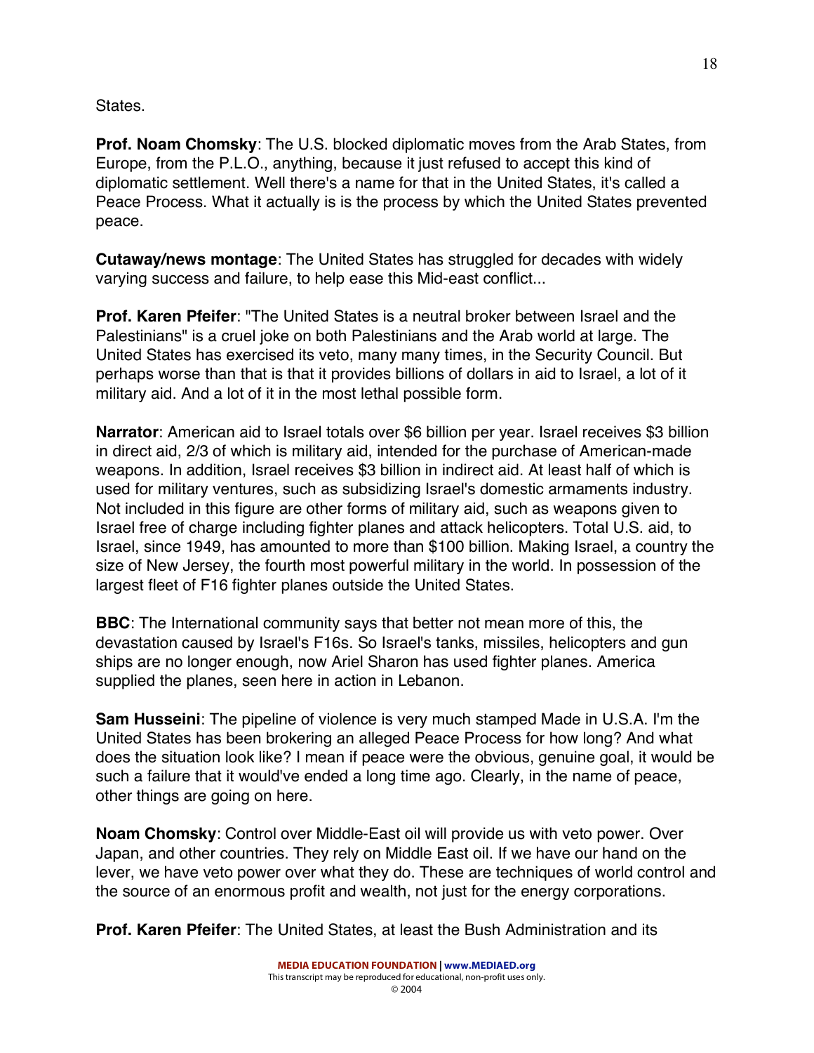States.

**Prof. Noam Chomsky**: The U.S. blocked diplomatic moves from the Arab States, from Europe, from the P.L.O., anything, because it just refused to accept this kind of diplomatic settlement. Well there's a name for that in the United States, it's called a Peace Process. What it actually is is the process by which the United States prevented peace.

**Cutaway/news montage**: The United States has struggled for decades with widely varying success and failure, to help ease this Mid-east conflict...

**Prof. Karen Pfeifer**: "The United States is a neutral broker between Israel and the Palestinians" is a cruel joke on both Palestinians and the Arab world at large. The United States has exercised its veto, many many times, in the Security Council. But perhaps worse than that is that it provides billions of dollars in aid to Israel, a lot of it military aid. And a lot of it in the most lethal possible form.

**Narrator**: American aid to Israel totals over $6 billion per year. Israel receives $3 billion in direct aid, 2/3 of which is military aid, intended for the purchase of American-made weapons. In addition, Israel receives $3 billion in indirect aid. At least half of which is used for military ventures, such as subsidizing Israel's domestic armaments industry. Not included in this figure are other forms of military aid, such as weapons given to Israel free of charge including fighter planes and attack helicopters. Total U.S. aid, to Israel, since 1949, has amounted to more than $100 billion. Making Israel, a country the size of New Jersey, the fourth most powerful military in the world. In possession of the largest fleet of F16 fighter planes outside the United States.

**BBC**: The International community says that better not mean more of this, the devastation caused by Israel's F16s. So Israel's tanks, missiles, helicopters and gun ships are no longer enough, now Ariel Sharon has used fighter planes. America supplied the planes, seen here in action in Lebanon.

**Sam Husseini**: The pipeline of violence is very much stamped Made in U.S.A. I'm the United States has been brokering an alleged Peace Process for how long? And what does the situation look like? I mean if peace were the obvious, genuine goal, it would be such a failure that it would've ended a long time ago. Clearly, in the name of peace, other things are going on here.

**Noam Chomsky**: Control over Middle-East oil will provide us with veto power. Over Japan, and other countries. They rely on Middle East oil. If we have our hand on the lever, we have veto power over what they do. These are techniques of world control and the source of an enormous profit and wealth, not just for the energy corporations.

**Prof. Karen Pfeifer**: The United States, at least the Bush Administration and its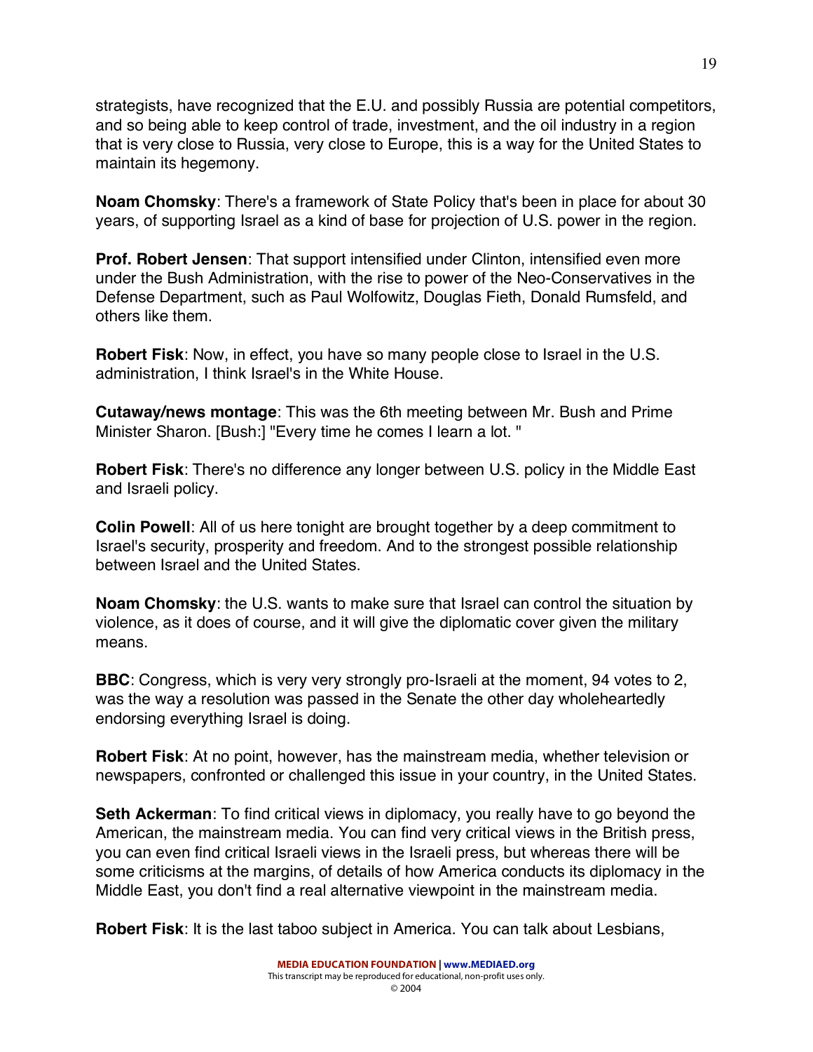strategists, have recognized that the E.U. and possibly Russia are potential competitors, and so being able to keep control of trade, investment, and the oil industry in a region that is very close to Russia, very close to Europe, this is a way for the United States to maintain its hegemony.

**Noam Chomsky**: There's a framework of State Policy that's been in place for about 30 years, of supporting Israel as a kind of base for projection of U.S. power in the region.

**Prof. Robert Jensen**: That support intensified under Clinton, intensified even more under the Bush Administration, with the rise to power of the Neo-Conservatives in the Defense Department, such as Paul Wolfowitz, Douglas Fieth, Donald Rumsfeld, and others like them.

**Robert Fisk**: Now, in effect, you have so many people close to Israel in the U.S. administration, I think Israel's in the White House.

**Cutaway/news montage**: This was the 6th meeting between Mr. Bush and Prime Minister Sharon. [Bush:] "Every time he comes I learn a lot. "

**Robert Fisk**: There's no difference any longer between U.S. policy in the Middle East and Israeli policy.

**Colin Powell**: All of us here tonight are brought together by a deep commitment to Israel's security, prosperity and freedom. And to the strongest possible relationship between Israel and the United States.

**Noam Chomsky**: the U.S. wants to make sure that Israel can control the situation by violence, as it does of course, and it will give the diplomatic cover given the military means.

**BBC**: Congress, which is very very strongly pro-Israeli at the moment, 94 votes to 2, was the way a resolution was passed in the Senate the other day wholeheartedly endorsing everything Israel is doing.

**Robert Fisk**: At no point, however, has the mainstream media, whether television or newspapers, confronted or challenged this issue in your country, in the United States.

**Seth Ackerman**: To find critical views in diplomacy, you really have to go beyond the American, the mainstream media. You can find very critical views in the British press, you can even find critical Israeli views in the Israeli press, but whereas there will be some criticisms at the margins, of details of how America conducts its diplomacy in the Middle East, you don't find a real alternative viewpoint in the mainstream media.

**Robert Fisk**: It is the last taboo subject in America. You can talk about Lesbians,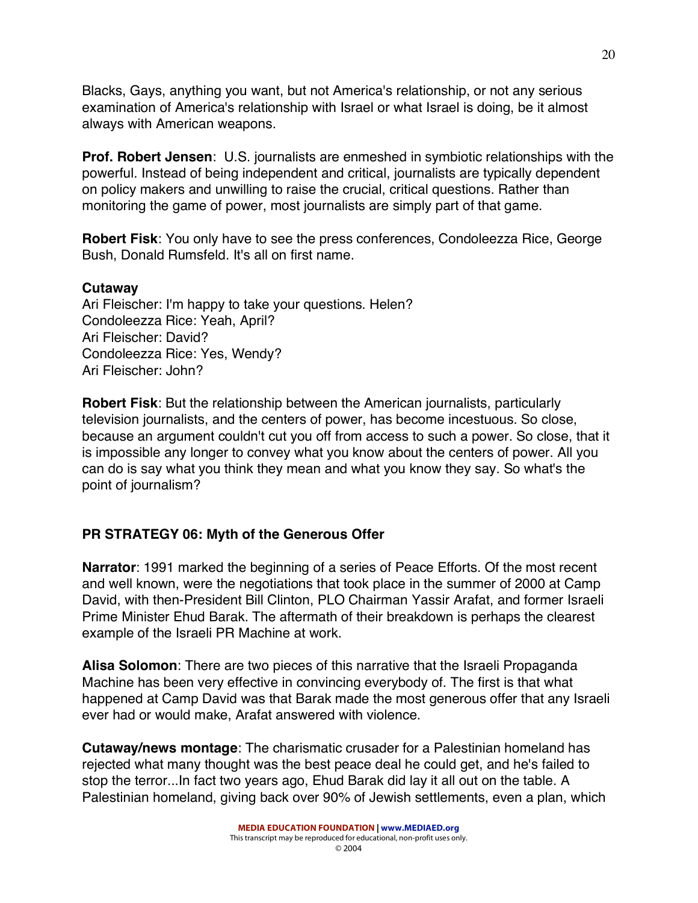Blacks, Gays, anything you want, but not America's relationship, or not any serious examination of America's relationship with Israel or what Israel is doing, be it almost always with American weapons.

**Prof. Robert Jensen**: U.S. journalists are enmeshed in symbiotic relationships with the powerful. Instead of being independent and critical, journalists are typically dependent on policy makers and unwilling to raise the crucial, critical questions. Rather than monitoring the game of power, most journalists are simply part of that game.

**Robert Fisk**: You only have to see the press conferences, Condoleezza Rice, George Bush, Donald Rumsfeld. It's all on first name.

**Cutaway**
Ari Fleischer: I'm happy to take your questions. Helen?
Condoleezza Rice: Yeah, April?
Ari Fleischer: David?
Condoleezza Rice: Yes, Wendy?
Ari Fleischer: John?

**Robert Fisk**: But the relationship between the American journalists, particularly television journalists, and the centers of power, has become incestuous. So close, because an argument couldn't cut you off from access to such a power. So close, that it is impossible any longer to convey what you know about the centers of power. All you can do is say what you think they mean and what you know they say. So what's the point of journalism?

**PR STRATEGY 06: Myth of the Generous Offer**

**Narrator**: 1991 marked the beginning of a series of Peace Efforts. Of the most recent and well known, were the negotiations that took place in the summer of 2000 at Camp David, with then-President Bill Clinton, PLO Chairman Yassir Arafat, and former Israeli Prime Minister Ehud Barak. The aftermath of their breakdown is perhaps the clearest example of the Israeli PR Machine at work.

**Alisa Solomon**: There are two pieces of this narrative that the Israeli Propaganda Machine has been very effective in convincing everybody of. The first is that what happened at Camp David was that Barak made the most generous offer that any Israeli ever had or would make, Arafat answered with violence.

**Cutaway/news montage**: The charismatic crusader for a Palestinian homeland has rejected what many thought was the best peace deal he could get, and he's failed to stop the terror...In fact two years ago, Ehud Barak did lay it all out on the table. A Palestinian homeland, giving back over 90% of Jewish settlements, even a plan, which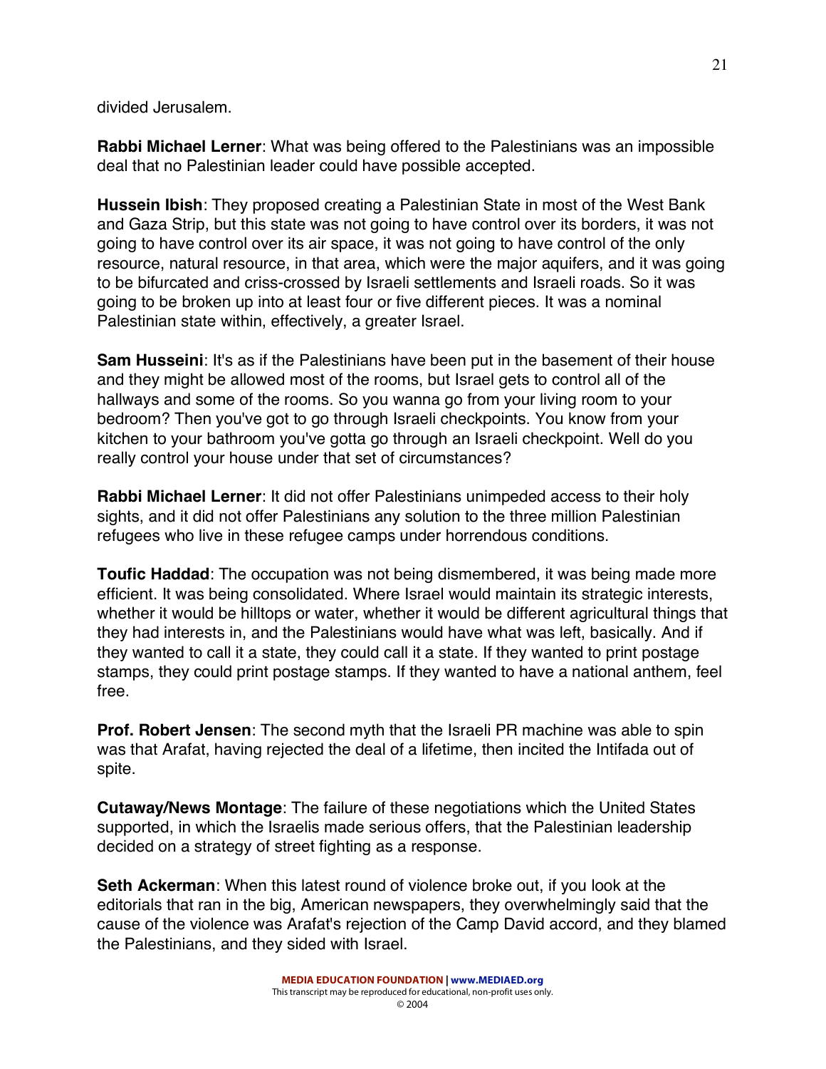divided Jerusalem.

**Rabbi Michael Lerner**: What was being offered to the Palestinians was an impossible deal that no Palestinian leader could have possible accepted.

**Hussein Ibish**: They proposed creating a Palestinian State in most of the West Bank and Gaza Strip, but this state was not going to have control over its borders, it was not going to have control over its air space, it was not going to have control of the only resource, natural resource, in that area, which were the major aquifers, and it was going to be bifurcated and criss-crossed by Israeli settlements and Israeli roads. So it was going to be broken up into at least four or five different pieces. It was a nominal Palestinian state within, effectively, a greater Israel.

**Sam Husseini**: It's as if the Palestinians have been put in the basement of their house and they might be allowed most of the rooms, but Israel gets to control all of the hallways and some of the rooms. So you wanna go from your living room to your bedroom? Then you've got to go through Israeli checkpoints. You know from your kitchen to your bathroom you've gotta go through an Israeli checkpoint. Well do you really control your house under that set of circumstances?

**Rabbi Michael Lerner**: It did not offer Palestinians unimpeded access to their holy sights, and it did not offer Palestinians any solution to the three million Palestinian refugees who live in these refugee camps under horrendous conditions.

**Toufic Haddad**: The occupation was not being dismembered, it was being made more efficient. It was being consolidated. Where Israel would maintain its strategic interests, whether it would be hilltops or water, whether it would be different agricultural things that they had interests in, and the Palestinians would have what was left, basically. And if they wanted to call it a state, they could call it a state. If they wanted to print postage stamps, they could print postage stamps. If they wanted to have a national anthem, feel free.

**Prof. Robert Jensen**: The second myth that the Israeli PR machine was able to spin was that Arafat, having rejected the deal of a lifetime, then incited the Intifada out of spite.

**Cutaway/News Montage**: The failure of these negotiations which the United States supported, in which the Israelis made serious offers, that the Palestinian leadership decided on a strategy of street fighting as a response.

**Seth Ackerman**: When this latest round of violence broke out, if you look at the editorials that ran in the big, American newspapers, they overwhelmingly said that the cause of the violence was Arafat's rejection of the Camp David accord, and they blamed the Palestinians, and they sided with Israel.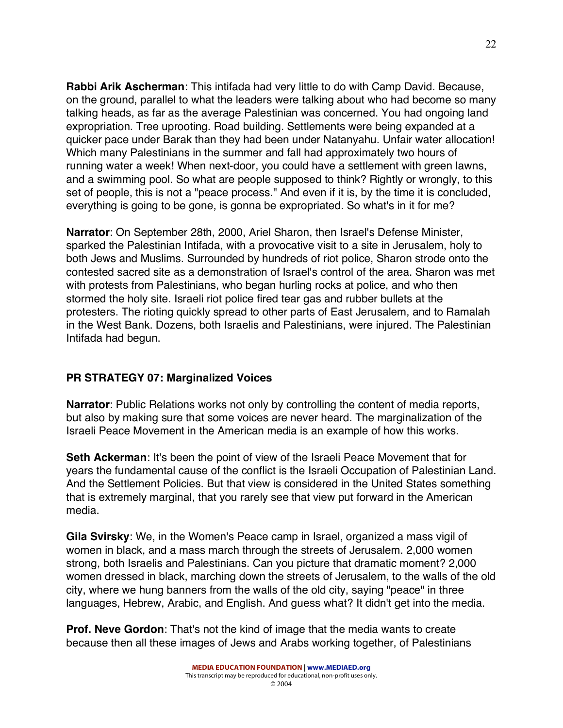**Rabbi Arik Ascherman**: This intifada had very little to do with Camp David. Because, on the ground, parallel to what the leaders were talking about who had become so many talking heads, as far as the average Palestinian was concerned. You had ongoing land expropriation. Tree uprooting. Road building. Settlements were being expanded at a quicker pace under Barak than they had been under Natanyahu. Unfair water allocation! Which many Palestinians in the summer and fall had approximately two hours of running water a week! When next-door, you could have a settlement with green lawns, and a swimming pool. So what are people supposed to think? Rightly or wrongly, to this set of people, this is not a "peace process." And even if it is, by the time it is concluded, everything is going to be gone, is gonna be expropriated. So what's in it for me?

**Narrator**: On September 28th, 2000, Ariel Sharon, then Israel's Defense Minister, sparked the Palestinian Intifada, with a provocative visit to a site in Jerusalem, holy to both Jews and Muslims. Surrounded by hundreds of riot police, Sharon strode onto the contested sacred site as a demonstration of Israel's control of the area. Sharon was met with protests from Palestinians, who began hurling rocks at police, and who then stormed the holy site. Israeli riot police fired tear gas and rubber bullets at the protesters. The rioting quickly spread to other parts of East Jerusalem, and to Ramalah in the West Bank. Dozens, both Israelis and Palestinians, were injured. The Palestinian Intifada had begun.

### PR STRATEGY 07: Marginalized Voices

**Narrator**: Public Relations works not only by controlling the content of media reports, but also by making sure that some voices are never heard. The marginalization of the Israeli Peace Movement in the American media is an example of how this works.

**Seth Ackerman**: It's been the point of view of the Israeli Peace Movement that for years the fundamental cause of the conflict is the Israeli Occupation of Palestinian Land. And the Settlement Policies. But that view is considered in the United States something that is extremely marginal, that you rarely see that view put forward in the American media.

**Gila Svirsky**: We, in the Women's Peace camp in Israel, organized a mass vigil of women in black, and a mass march through the streets of Jerusalem. 2,000 women strong, both Israelis and Palestinians. Can you picture that dramatic moment? 2,000 women dressed in black, marching down the streets of Jerusalem, to the walls of the old city, where we hung banners from the walls of the old city, saying "peace" in three languages, Hebrew, Arabic, and English. And guess what? It didn't get into the media.

**Prof. Neve Gordon**: That's not the kind of image that the media wants to create because then all these images of Jews and Arabs working together, of Palestinians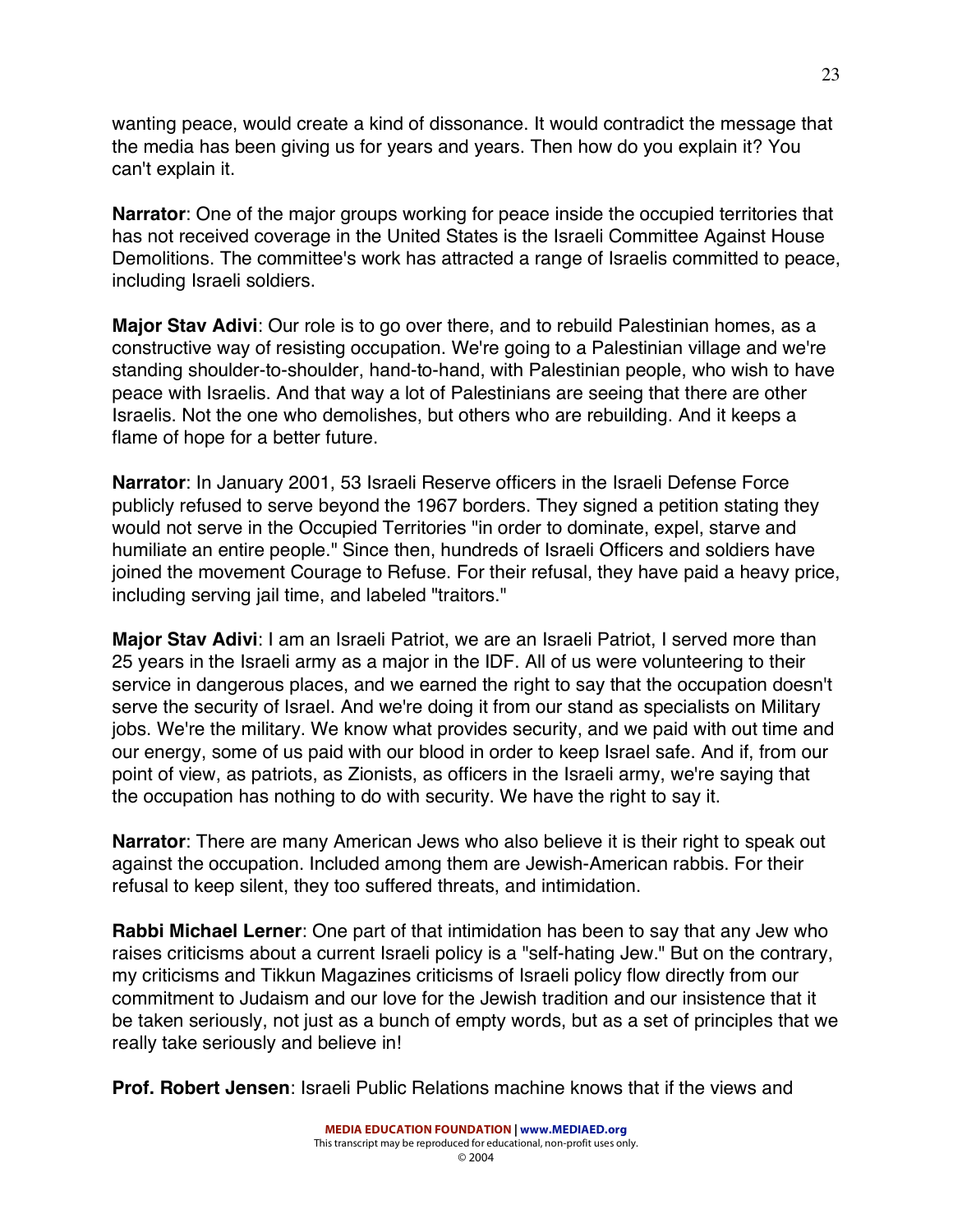wanting peace, would create a kind of dissonance. It would contradict the message that the media has been giving us for years and years. Then how do you explain it? You can't explain it.

**Narrator**: One of the major groups working for peace inside the occupied territories that has not received coverage in the United States is the Israeli Committee Against House Demolitions. The committee's work has attracted a range of Israelis committed to peace, including Israeli soldiers.

**Major Stav Adivi**: Our role is to go over there, and to rebuild Palestinian homes, as a constructive way of resisting occupation. We're going to a Palestinian village and we're standing shoulder-to-shoulder, hand-to-hand, with Palestinian people, who wish to have peace with Israelis. And that way a lot of Palestinians are seeing that there are other Israelis. Not the one who demolishes, but others who are rebuilding. And it keeps a flame of hope for a better future.

**Narrator**: In January 2001, 53 Israeli Reserve officers in the Israeli Defense Force publicly refused to serve beyond the 1967 borders. They signed a petition stating they would not serve in the Occupied Territories "in order to dominate, expel, starve and humiliate an entire people." Since then, hundreds of Israeli Officers and soldiers have joined the movement Courage to Refuse. For their refusal, they have paid a heavy price, including serving jail time, and labeled "traitors."

**Major Stav Adivi**: I am an Israeli Patriot, we are an Israeli Patriot, I served more than 25 years in the Israeli army as a major in the IDF. All of us were volunteering to their service in dangerous places, and we earned the right to say that the occupation doesn't serve the security of Israel. And we're doing it from our stand as specialists on Military jobs. We're the military. We know what provides security, and we paid with out time and our energy, some of us paid with our blood in order to keep Israel safe. And if, from our point of view, as patriots, as Zionists, as officers in the Israeli army, we're saying that the occupation has nothing to do with security. We have the right to say it.

**Narrator**: There are many American Jews who also believe it is their right to speak out against the occupation. Included among them are Jewish-American rabbis. For their refusal to keep silent, they too suffered threats, and intimidation.

**Rabbi Michael Lerner**: One part of that intimidation has been to say that any Jew who raises criticisms about a current Israeli policy is a "self-hating Jew." But on the contrary, my criticisms and Tikkun Magazines criticisms of Israeli policy flow directly from our commitment to Judaism and our love for the Jewish tradition and our insistence that it be taken seriously, not just as a bunch of empty words, but as a set of principles that we really take seriously and believe in!

**Prof. Robert Jensen**: Israeli Public Relations machine knows that if the views and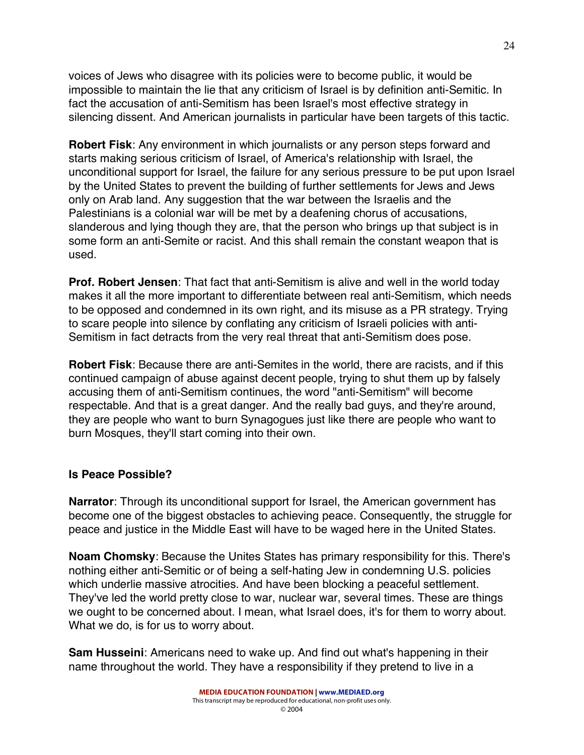voices of Jews who disagree with its policies were to become public, it would be impossible to maintain the lie that any criticism of Israel is by definition anti-Semitic. In fact the accusation of anti-Semitism has been Israel's most effective strategy in silencing dissent. And American journalists in particular have been targets of this tactic.

**Robert Fisk**: Any environment in which journalists or any person steps forward and starts making serious criticism of Israel, of America's relationship with Israel, the unconditional support for Israel, the failure for any serious pressure to be put upon Israel by the United States to prevent the building of further settlements for Jews and Jews only on Arab land. Any suggestion that the war between the Israelis and the Palestinians is a colonial war will be met by a deafening chorus of accusations, slanderous and lying though they are, that the person who brings up that subject is in some form an anti-Semite or racist. And this shall remain the constant weapon that is used.

**Prof. Robert Jensen**: That fact that anti-Semitism is alive and well in the world today makes it all the more important to differentiate between real anti-Semitism, which needs to be opposed and condemned in its own right, and its misuse as a PR strategy. Trying to scare people into silence by conflating any criticism of Israeli policies with anti-Semitism in fact detracts from the very real threat that anti-Semitism does pose.

**Robert Fisk**: Because there are anti-Semites in the world, there are racists, and if this continued campaign of abuse against decent people, trying to shut them up by falsely accusing them of anti-Semitism continues, the word "anti-Semitism" will become respectable. And that is a great danger. And the really bad guys, and they're around, they are people who want to burn Synagogues just like there are people who want to burn Mosques, they'll start coming into their own.

## Is Peace Possible?

**Narrator**: Through its unconditional support for Israel, the American government has become one of the biggest obstacles to achieving peace. Consequently, the struggle for peace and justice in the Middle East will have to be waged here in the United States.

**Noam Chomsky**: Because the Unites States has primary responsibility for this. There's nothing either anti-Semitic or of being a self-hating Jew in condemning U.S. policies which underlie massive atrocities. And have been blocking a peaceful settlement. They've led the world pretty close to war, nuclear war, several times. These are things we ought to be concerned about. I mean, what Israel does, it's for them to worry about. What we do, is for us to worry about.

**Sam Husseini**: Americans need to wake up. And find out what's happening in their name throughout the world. They have a responsibility if they pretend to live in a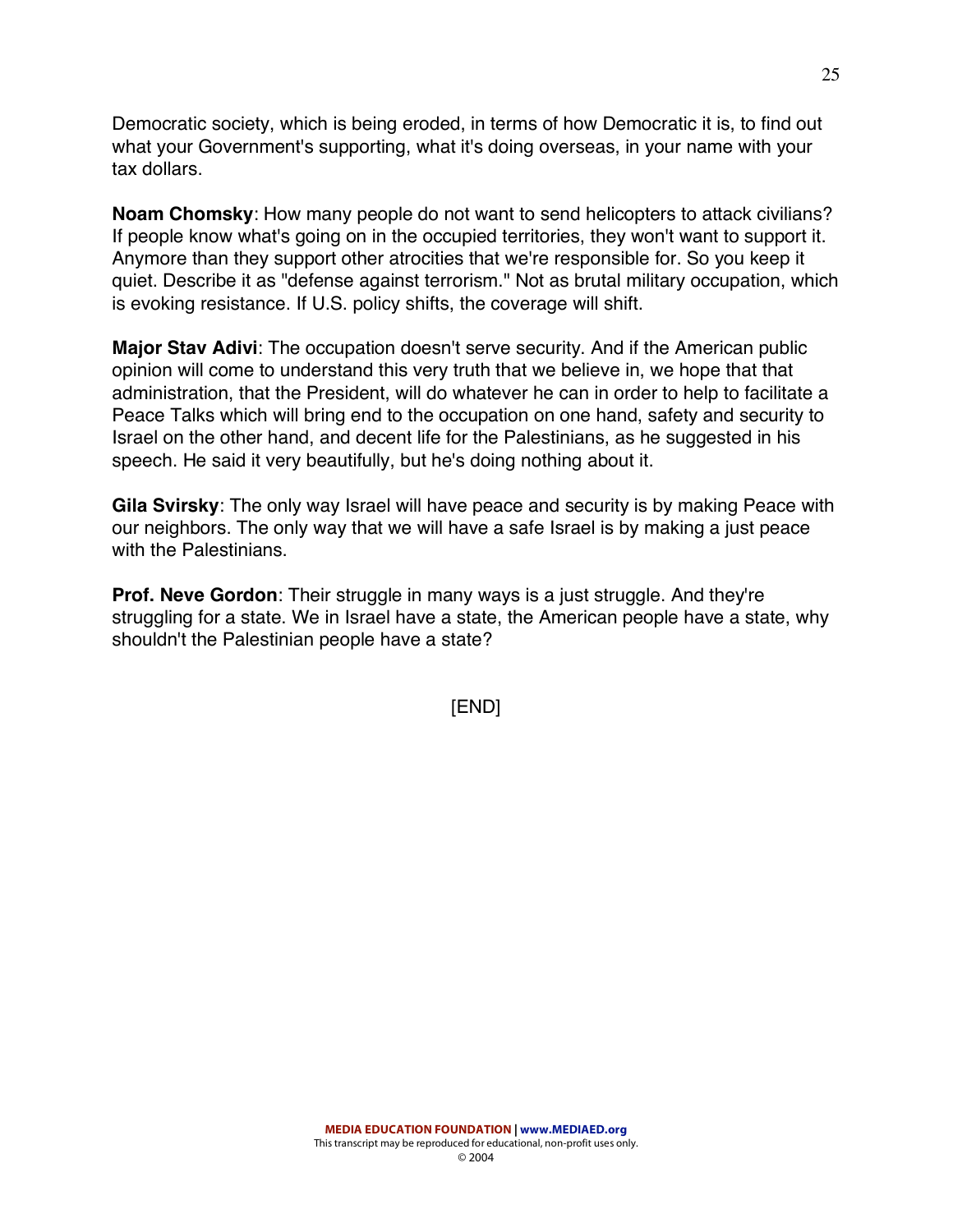Democratic society, which is being eroded, in terms of how Democratic it is, to find out what your Government's supporting, what it's doing overseas, in your name with your tax dollars.

**Noam Chomsky**: How many people do not want to send helicopters to attack civilians? If people know what's going on in the occupied territories, they won't want to support it. Anymore than they support other atrocities that we're responsible for. So you keep it quiet. Describe it as "defense against terrorism." Not as brutal military occupation, which is evoking resistance. If U.S. policy shifts, the coverage will shift.

**Major Stav Adivi**: The occupation doesn't serve security. And if the American public opinion will come to understand this very truth that we believe in, we hope that that administration, that the President, will do whatever he can in order to help to facilitate a Peace Talks which will bring end to the occupation on one hand, safety and security to Israel on the other hand, and decent life for the Palestinians, as he suggested in his speech. He said it very beautifully, but he's doing nothing about it.

**Gila Svirsky**: The only way Israel will have peace and security is by making Peace with our neighbors. The only way that we will have a safe Israel is by making a just peace with the Palestinians.

**Prof. Neve Gordon**: Their struggle in many ways is a just struggle. And they're struggling for a state. We in Israel have a state, the American people have a state, why shouldn't the Palestinian people have a state?

[END]

**MEDIA EDUCATION FOUNDATION | www.MEDIAED.org**
This transcript may be reproduced for educational, non-profit uses only.
© 2004